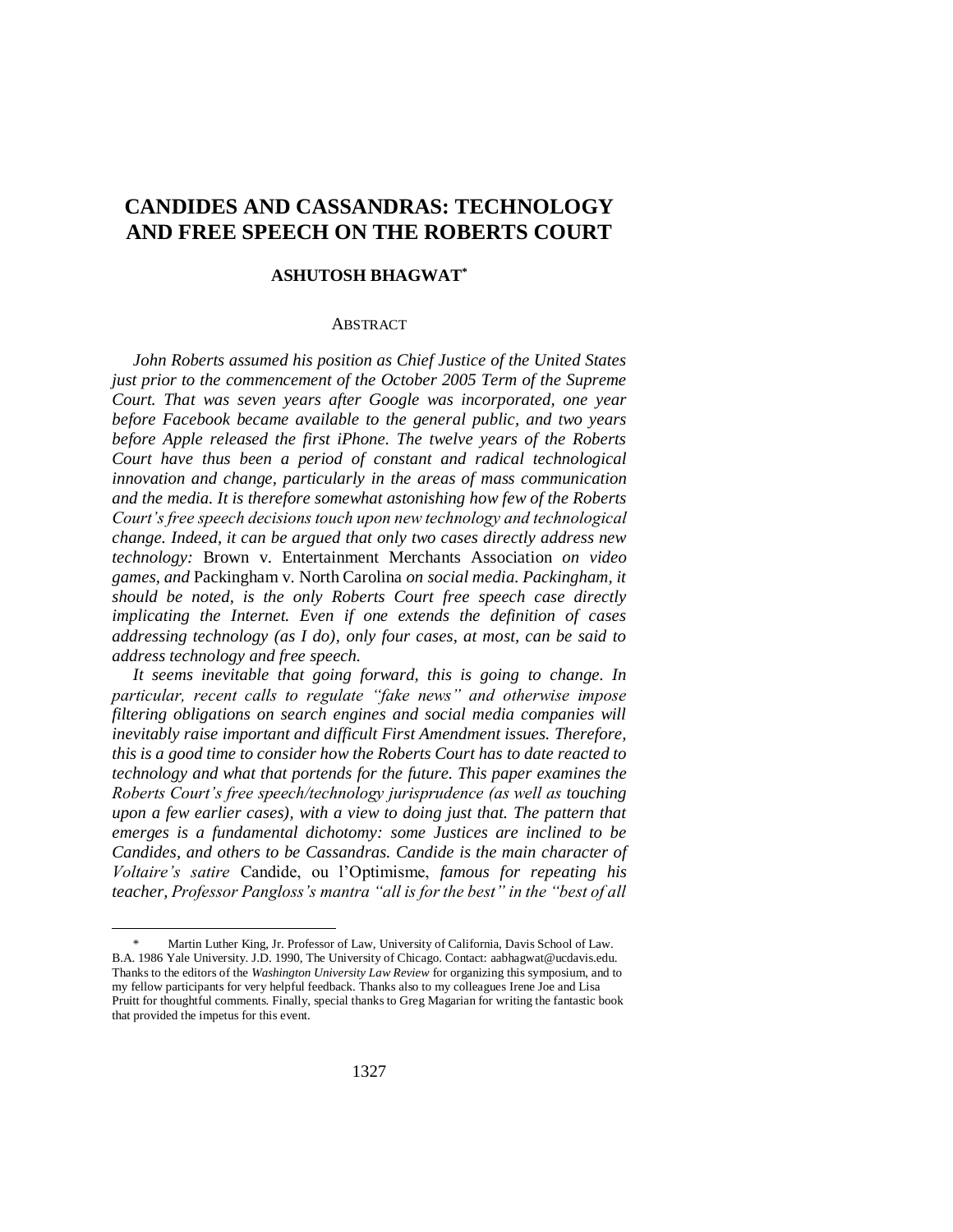# CANDIDES AND CASSANDRAS: TECHNOLOGY AND FREE SPEECH ON THE ROBERTS COURT

**ASHUTOSH BHAGWAT***

## ABSTRACT

*John Roberts assumed his position as Chief Justice of the United States just prior to the commencement of the October 2005 Term of the Supreme Court. That was seven years after Google was incorporated, one year before Facebook became available to the general public, and two years before Apple released the first iPhone. The twelve years of the Roberts Court have thus been a period of constant and radical technological innovation and change, particularly in the areas of mass communication and the media. It is therefore somewhat astonishing how few of the Roberts Court's free speech decisions touch upon new technology and technological change. Indeed, it can be argued that only two cases directly address new technology:* Brown v. Entertainment Merchants Association *on video games, and* Packingham v. North Carolina *on social media. Packingham, it should be noted, is the only Roberts Court free speech case directly implicating the Internet. Even if one extends the definition of cases addressing technology (as I do), only four cases, at most, can be said to address technology and free speech.*

*It seems inevitable that going forward, this is going to change. In particular, recent calls to regulate "fake news" and otherwise impose filtering obligations on search engines and social media companies will inevitably raise important and difficult First Amendment issues. Therefore, this is a good time to consider how the Roberts Court has to date reacted to technology and what that portends for the future. This paper examines the Roberts Court's free speech/technology jurisprudence (as well as touching upon a few earlier cases), with a view to doing just that. The pattern that emerges is a fundamental dichotomy: some Justices are inclined to be Candides, and others to be Cassandras. Candide is the main character of Voltaire's satire* Candide, ou l'Optimisme, *famous for repeating his teacher, Professor Pangloss's mantra "all is for the best" in the "best of all*

---

\* Martin Luther King, Jr. Professor of Law, University of California, Davis School of Law. B.A. 1986 Yale University. J.D. 1990, The University of Chicago. Contact: aabhagwat@ucdavis.edu. Thanks to the editors of the *Washington University Law Review* for organizing this symposium, and to my fellow participants for very helpful feedback. Thanks also to my colleagues Irene Joe and Lisa Pruitt for thoughtful comments. Finally, special thanks to Greg Magarian for writing the fantastic book that provided the impetus for this event.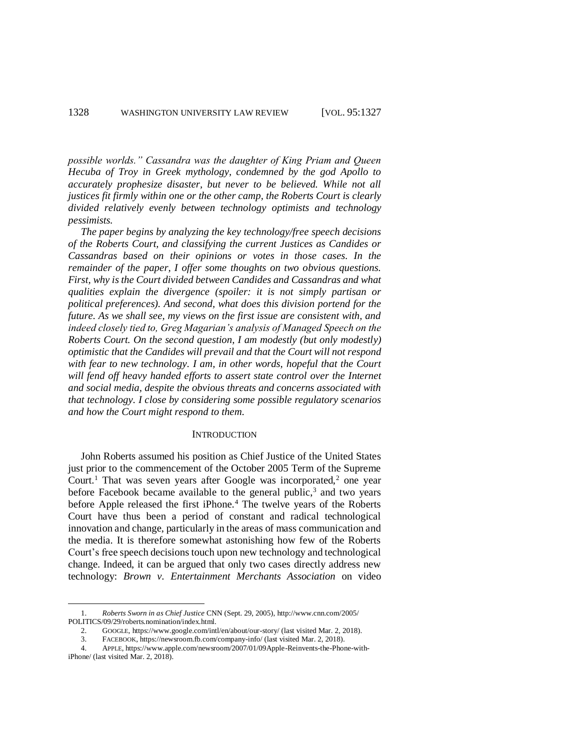*possible worlds." Cassandra was the daughter of King Priam and Queen Hecuba of Troy in Greek mythology, condemned by the god Apollo to accurately prophesize disaster, but never to be believed. While not all justices fit firmly within one or the other camp, the Roberts Court is clearly divided relatively evenly between technology optimists and technology pessimists.*

*The paper begins by analyzing the key technology/free speech decisions of the Roberts Court, and classifying the current Justices as Candides or Cassandras based on their opinions or votes in those cases. In the remainder of the paper, I offer some thoughts on two obvious questions. First, why is the Court divided between Candides and Cassandras and what qualities explain the divergence (spoiler: it is not simply partisan or political preferences). And second, what does this division portend for the future. As we shall see, my views on the first issue are consistent with, and indeed closely tied to, Greg Magarian's analysis of Managed Speech on the Roberts Court. On the second question, I am modestly (but only modestly) optimistic that the Candides will prevail and that the Court will not respond with fear to new technology. I am, in other words, hopeful that the Court will fend off heavy handed efforts to assert state control over the Internet and social media, despite the obvious threats and concerns associated with that technology. I close by considering some possible regulatory scenarios and how the Court might respond to them.*

## INTRODUCTION

John Roberts assumed his position as Chief Justice of the United States just prior to the commencement of the October 2005 Term of the Supreme Court.[1] That was seven years after Google was incorporated,[2] one year before Facebook became available to the general public,[3] and two years before Apple released the first iPhone.[4] The twelve years of the Roberts Court have thus been a period of constant and radical technological innovation and change, particularly in the areas of mass communication and the media. It is therefore somewhat astonishing how few of the Roberts Court's free speech decisions touch upon new technology and technological change. Indeed, it can be argued that only two cases directly address new technology: *Brown v. Entertainment Merchants Association* on video

---

1. *Roberts Sworn in as Chief Justice* CNN (Sept. 29, 2005), http://www.cnn.com/2005/POLITICS/09/29/roberts.nomination/index.html.

2. GOOGLE, https://www.google.com/intl/en/about/our-story/ (last visited Mar. 2, 2018).

3. FACEBOOK, https://newsroom.fb.com/company-info/ (last visited Mar. 2, 2018).

4. APPLE, https://www.apple.com/newsroom/2007/01/09Apple-Reinvents-the-Phone-with-iPhone/ (last visited Mar. 2, 2018).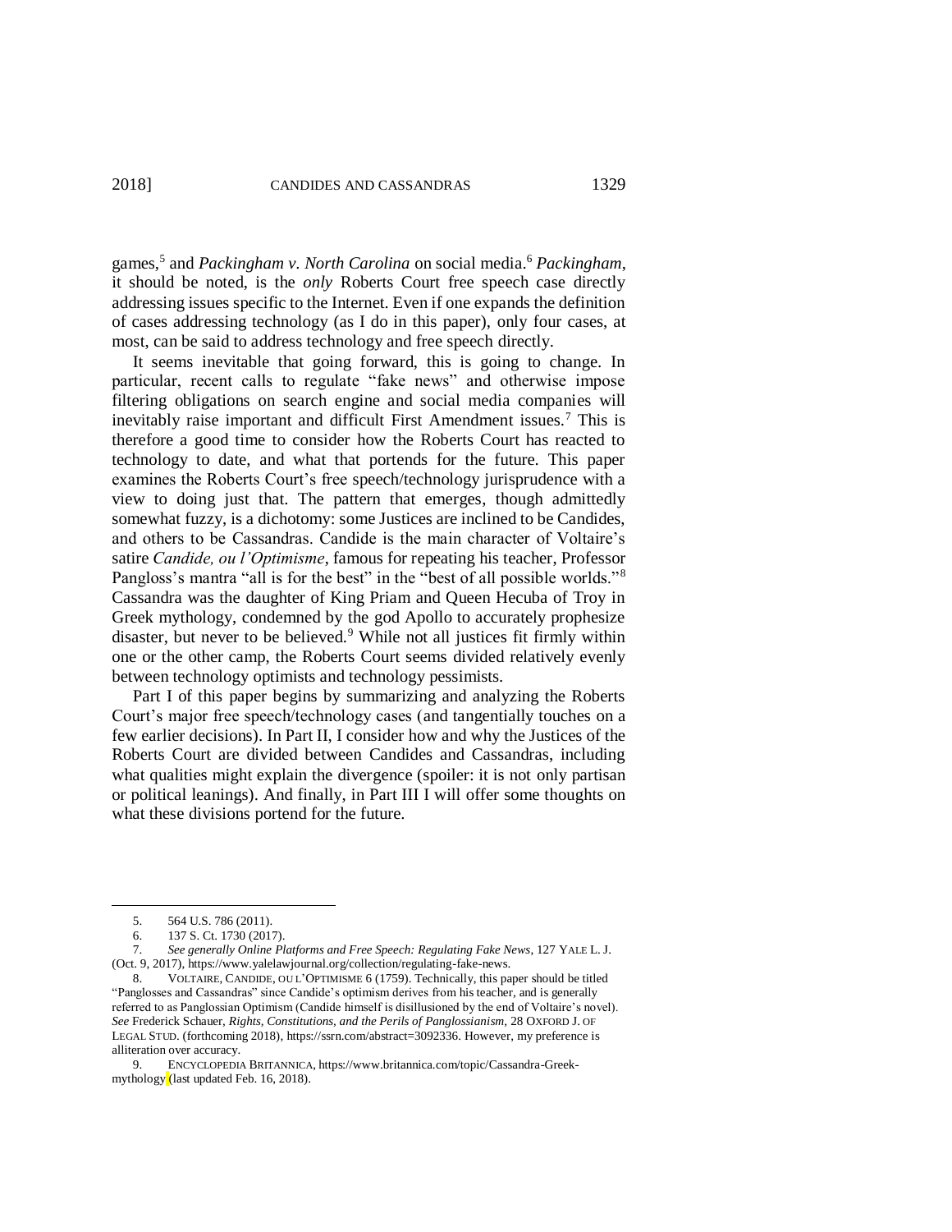games,[5] and *Packingham v. North Carolina* on social media.[6] *Packingham*, it should be noted, is the *only* Roberts Court free speech case directly addressing issues specific to the Internet. Even if one expands the definition of cases addressing technology (as I do in this paper), only four cases, at most, can be said to address technology and free speech directly.

It seems inevitable that going forward, this is going to change. In particular, recent calls to regulate "fake news" and otherwise impose filtering obligations on search engine and social media companies will inevitably raise important and difficult First Amendment issues.[7] This is therefore a good time to consider how the Roberts Court has reacted to technology to date, and what that portends for the future. This paper examines the Roberts Court's free speech/technology jurisprudence with a view to doing just that. The pattern that emerges, though admittedly somewhat fuzzy, is a dichotomy: some Justices are inclined to be Candides, and others to be Cassandras. Candide is the main character of Voltaire's satire *Candide, ou l'Optimisme*, famous for repeating his teacher, Professor Pangloss's mantra "all is for the best" in the "best of all possible worlds."[8] Cassandra was the daughter of King Priam and Queen Hecuba of Troy in Greek mythology, condemned by the god Apollo to accurately prophesize disaster, but never to be believed.[9] While not all justices fit firmly within one or the other camp, the Roberts Court seems divided relatively evenly between technology optimists and technology pessimists.

Part I of this paper begins by summarizing and analyzing the Roberts Court's major free speech/technology cases (and tangentially touches on a few earlier decisions). In Part II, I consider how and why the Justices of the Roberts Court are divided between Candides and Cassandras, including what qualities might explain the divergence (spoiler: it is not only partisan or political leanings). And finally, in Part III I will offer some thoughts on what these divisions portend for the future.

---

5. 564 U.S. 786 (2011).

6. 137 S. Ct. 1730 (2017).

7. *See generally Online Platforms and Free Speech: Regulating Fake News*, 127 YALE L. J. (Oct. 9, 2017), https://www.yalelawjournal.org/collection/regulating-fake-news.

8. VOLTAIRE, CANDIDE, OU L'OPTIMISME 6 (1759). Technically, this paper should be titled "Panglosses and Cassandras" since Candide's optimism derives from his teacher, and is generally referred to as Panglossian Optimism (Candide himself is disillusioned by the end of Voltaire's novel). *See* Frederick Schauer, *Rights, Constitutions, and the Perils of Panglossianism*, 28 OXFORD J. OF LEGAL STUD. (forthcoming 2018), https://ssrn.com/abstract=3092336. However, my preference is alliteration over accuracy.

9. ENCYCLOPEDIA BRITANNICA, https://www.britannica.com/topic/Cassandra-Greek-mythology (last updated Feb. 16, 2018).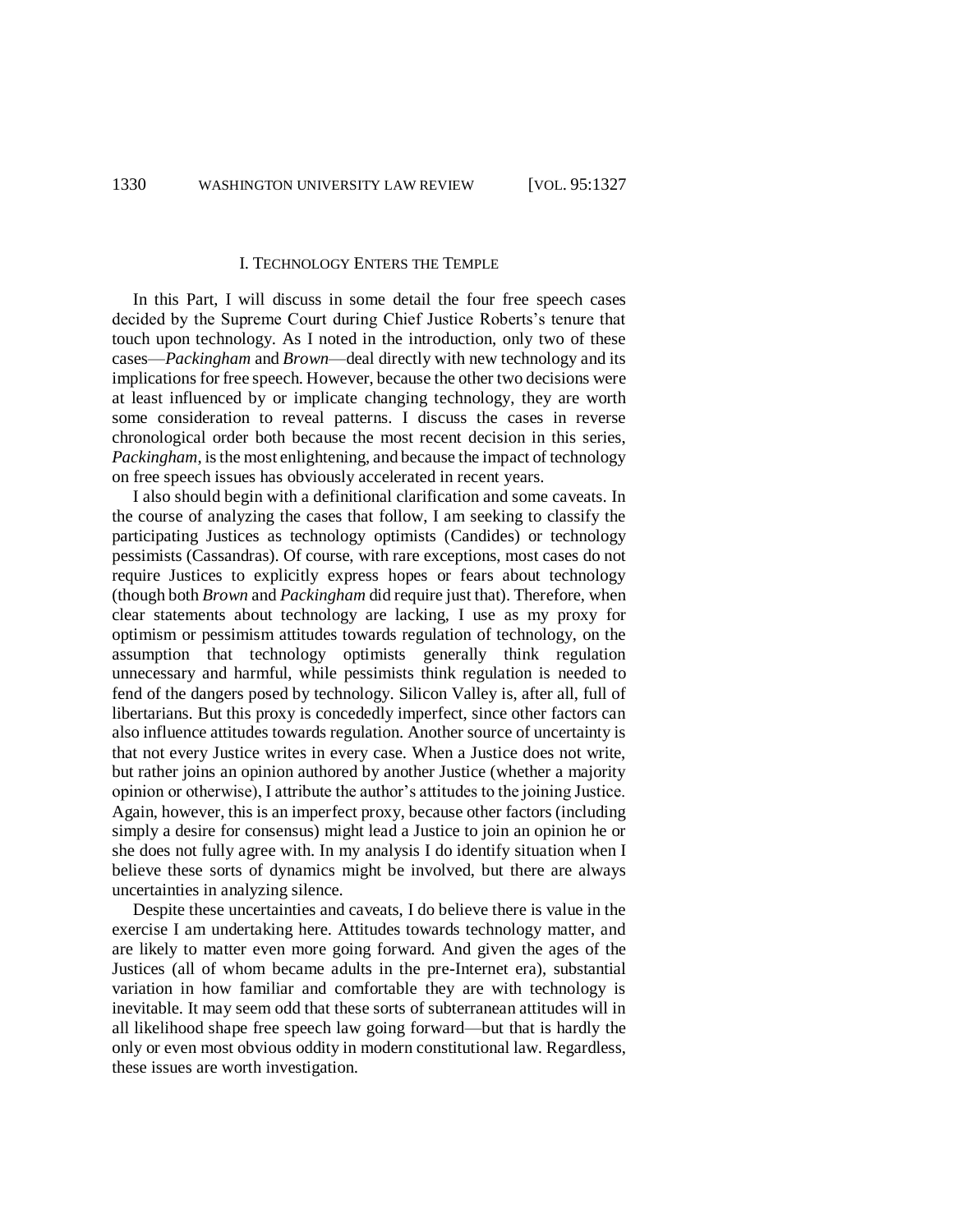## I. TECHNOLOGY ENTERS THE TEMPLE

In this Part, I will discuss in some detail the four free speech cases decided by the Supreme Court during Chief Justice Roberts's tenure that touch upon technology. As I noted in the introduction, only two of these cases—*Packingham* and *Brown*—deal directly with new technology and its implications for free speech. However, because the other two decisions were at least influenced by or implicate changing technology, they are worth some consideration to reveal patterns. I discuss the cases in reverse chronological order both because the most recent decision in this series, *Packingham*, is the most enlightening, and because the impact of technology on free speech issues has obviously accelerated in recent years.

I also should begin with a definitional clarification and some caveats. In the course of analyzing the cases that follow, I am seeking to classify the participating Justices as technology optimists (Candides) or technology pessimists (Cassandras). Of course, with rare exceptions, most cases do not require Justices to explicitly express hopes or fears about technology (though both *Brown* and *Packingham* did require just that). Therefore, when clear statements about technology are lacking, I use as my proxy for optimism or pessimism attitudes towards regulation of technology, on the assumption that technology optimists generally think regulation unnecessary and harmful, while pessimists think regulation is needed to fend of the dangers posed by technology. Silicon Valley is, after all, full of libertarians. But this proxy is concededly imperfect, since other factors can also influence attitudes towards regulation. Another source of uncertainty is that not every Justice writes in every case. When a Justice does not write, but rather joins an opinion authored by another Justice (whether a majority opinion or otherwise), I attribute the author's attitudes to the joining Justice. Again, however, this is an imperfect proxy, because other factors (including simply a desire for consensus) might lead a Justice to join an opinion he or she does not fully agree with. In my analysis I do identify situation when I believe these sorts of dynamics might be involved, but there are always uncertainties in analyzing silence.

Despite these uncertainties and caveats, I do believe there is value in the exercise I am undertaking here. Attitudes towards technology matter, and are likely to matter even more going forward. And given the ages of the Justices (all of whom became adults in the pre-Internet era), substantial variation in how familiar and comfortable they are with technology is inevitable. It may seem odd that these sorts of subterranean attitudes will in all likelihood shape free speech law going forward—but that is hardly the only or even most obvious oddity in modern constitutional law. Regardless, these issues are worth investigation.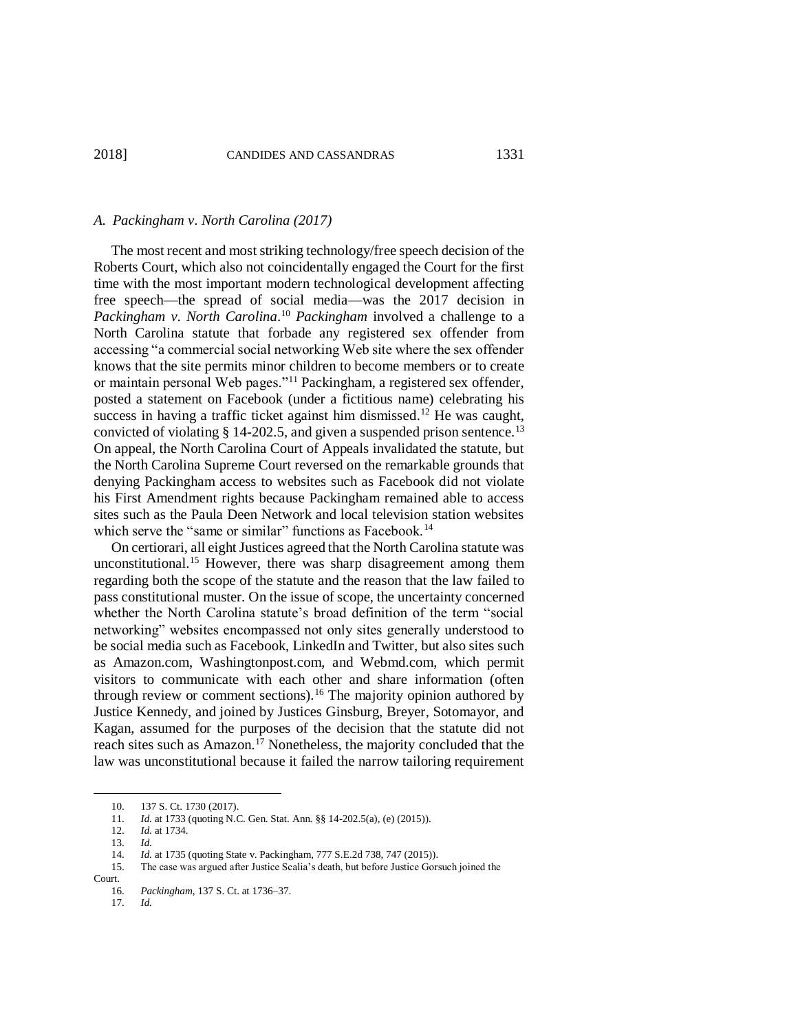### *A. Packingham v. North Carolina (2017)*

The most recent and most striking technology/free speech decision of the Roberts Court, which also not coincidentally engaged the Court for the first time with the most important modern technological development affecting free speech—the spread of social media—was the 2017 decision in *Packingham v. North Carolina*.[10] *Packingham* involved a challenge to a North Carolina statute that forbade any registered sex offender from accessing "a commercial social networking Web site where the sex offender knows that the site permits minor children to become members or to create or maintain personal Web pages."[11] Packingham, a registered sex offender, posted a statement on Facebook (under a fictitious name) celebrating his success in having a traffic ticket against him dismissed.[12] He was caught, convicted of violating § 14-202.5, and given a suspended prison sentence.[13] On appeal, the North Carolina Court of Appeals invalidated the statute, but the North Carolina Supreme Court reversed on the remarkable grounds that denying Packingham access to websites such as Facebook did not violate his First Amendment rights because Packingham remained able to access sites such as the Paula Deen Network and local television station websites which serve the "same or similar" functions as Facebook.[14]

On certiorari, all eight Justices agreed that the North Carolina statute was unconstitutional.[15] However, there was sharp disagreement among them regarding both the scope of the statute and the reason that the law failed to pass constitutional muster. On the issue of scope, the uncertainty concerned whether the North Carolina statute's broad definition of the term "social networking" websites encompassed not only sites generally understood to be social media such as Facebook, LinkedIn and Twitter, but also sites such as Amazon.com, Washingtonpost.com, and Webmd.com, which permit visitors to communicate with each other and share information (often through review or comment sections).[16] The majority opinion authored by Justice Kennedy, and joined by Justices Ginsburg, Breyer, Sotomayor, and Kagan, assumed for the purposes of the decision that the statute did not reach sites such as Amazon.[17] Nonetheless, the majority concluded that the law was unconstitutional because it failed the narrow tailoring requirement

---

10. 137 S. Ct. 1730 (2017).
11. *Id.* at 1733 (quoting N.C. Gen. Stat. Ann. §§ 14-202.5(a), (e) (2015)).
12. *Id.* at 1734.
13. *Id.*
14. *Id.* at 1735 (quoting State v. Packingham, 777 S.E.2d 738, 747 (2015)).
15. The case was argued after Justice Scalia's death, but before Justice Gorsuch joined the Court.
16. *Packingham*, 137 S. Ct. at 1736–37.
17. *Id.*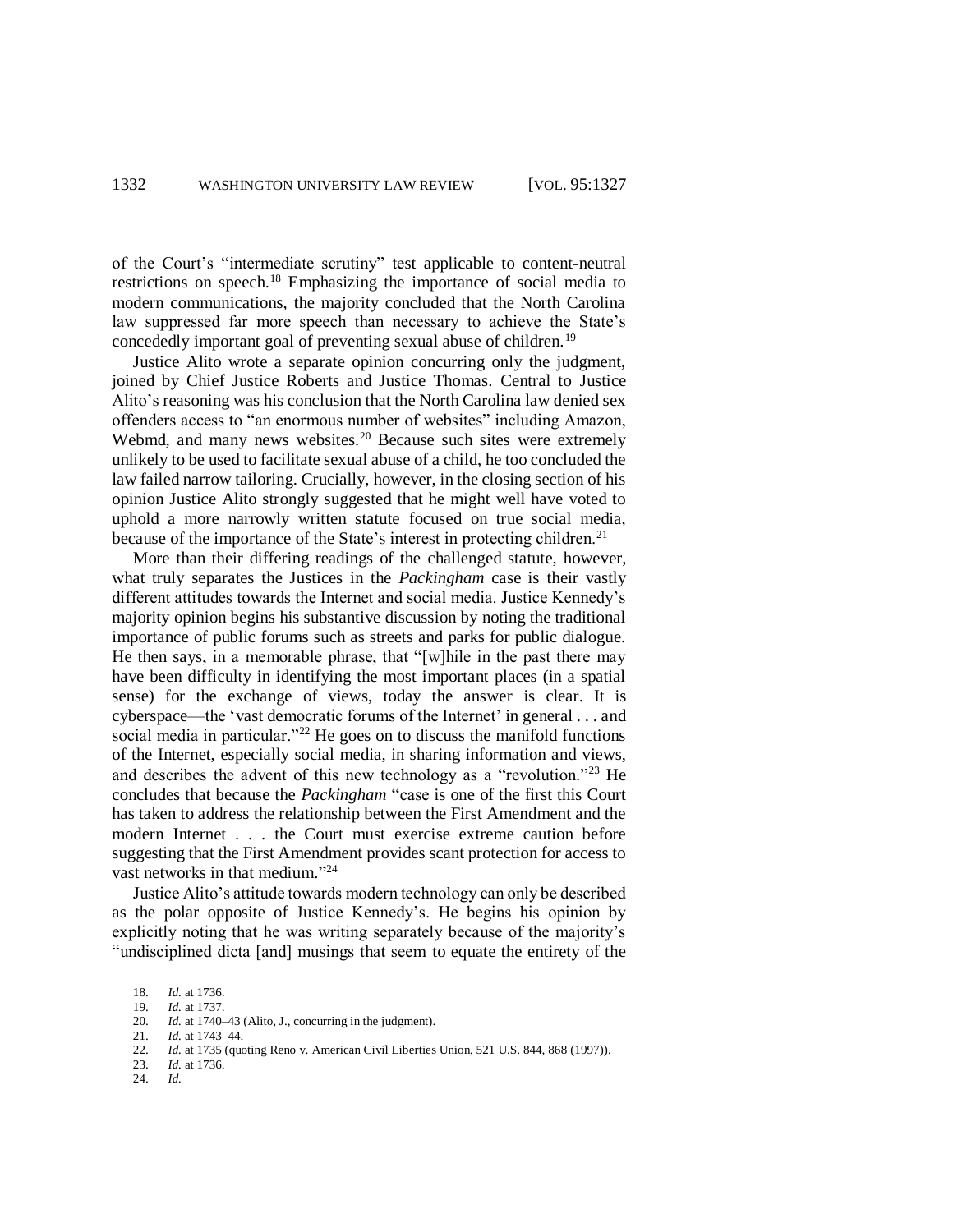of the Court's "intermediate scrutiny" test applicable to content-neutral restrictions on speech.[18] Emphasizing the importance of social media to modern communications, the majority concluded that the North Carolina law suppressed far more speech than necessary to achieve the State's concededly important goal of preventing sexual abuse of children.[19]

Justice Alito wrote a separate opinion concurring only the judgment, joined by Chief Justice Roberts and Justice Thomas. Central to Justice Alito's reasoning was his conclusion that the North Carolina law denied sex offenders access to "an enormous number of websites" including Amazon, Webmd, and many news websites.[20] Because such sites were extremely unlikely to be used to facilitate sexual abuse of a child, he too concluded the law failed narrow tailoring. Crucially, however, in the closing section of his opinion Justice Alito strongly suggested that he might well have voted to uphold a more narrowly written statute focused on true social media, because of the importance of the State's interest in protecting children.[21]

More than their differing readings of the challenged statute, however, what truly separates the Justices in the *Packingham* case is their vastly different attitudes towards the Internet and social media. Justice Kennedy's majority opinion begins his substantive discussion by noting the traditional importance of public forums such as streets and parks for public dialogue. He then says, in a memorable phrase, that "[w]hile in the past there may have been difficulty in identifying the most important places (in a spatial sense) for the exchange of views, today the answer is clear. It is cyberspace—the 'vast democratic forums of the Internet' in general . . . and social media in particular."[22] He goes on to discuss the manifold functions of the Internet, especially social media, in sharing information and views, and describes the advent of this new technology as a "revolution."[23] He concludes that because the *Packingham* "case is one of the first this Court has taken to address the relationship between the First Amendment and the modern Internet . . . the Court must exercise extreme caution before suggesting that the First Amendment provides scant protection for access to vast networks in that medium."[24]

Justice Alito's attitude towards modern technology can only be described as the polar opposite of Justice Kennedy's. He begins his opinion by explicitly noting that he was writing separately because of the majority's "undisciplined dicta [and] musings that seem to equate the entirety of the

---

18. *Id.* at 1736.
19. *Id.* at 1737.
20. *Id.* at 1740–43 (Alito, J., concurring in the judgment).
21. *Id.* at 1743–44.
22. *Id.* at 1735 (quoting Reno v. American Civil Liberties Union, 521 U.S. 844, 868 (1997)).
23. *Id.* at 1736.
24. *Id.*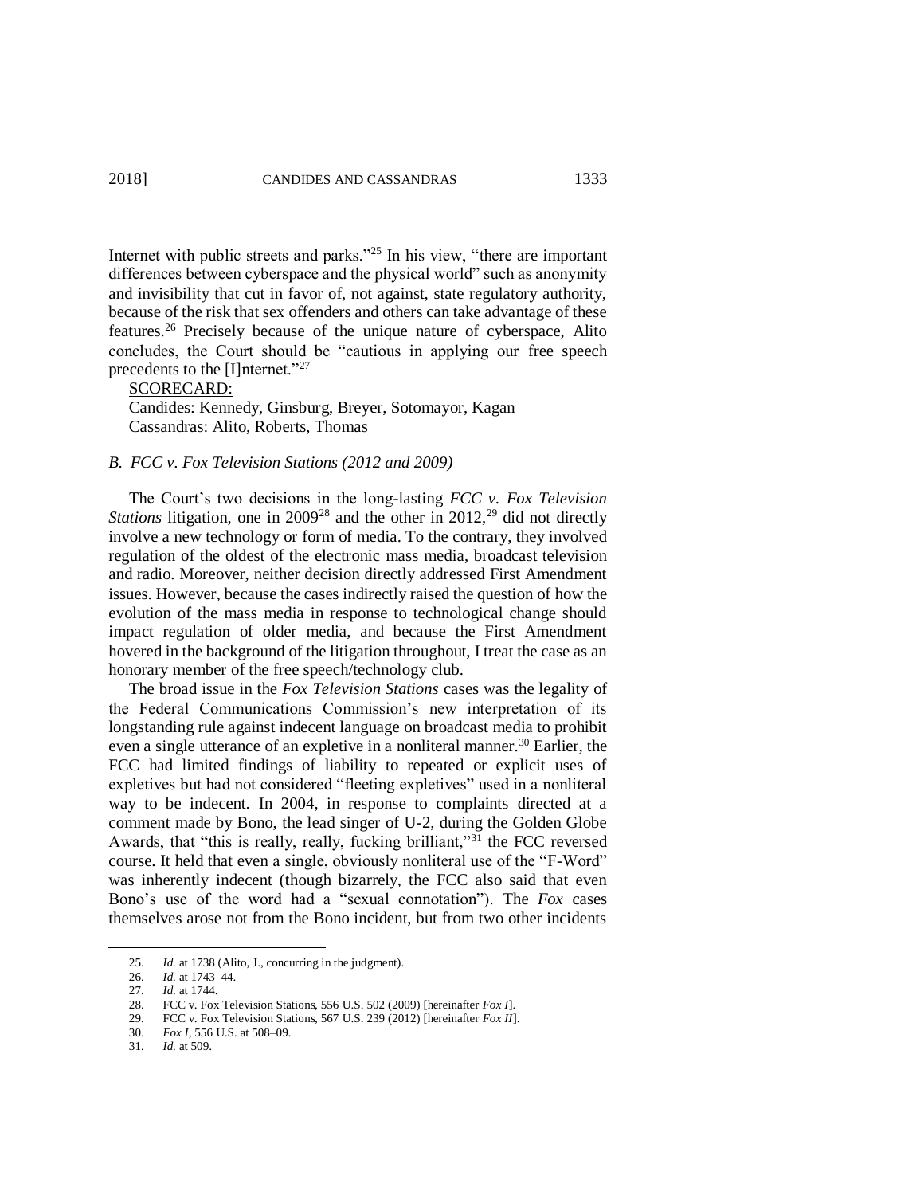Internet with public streets and parks."[25] In his view, "there are important differences between cyberspace and the physical world" such as anonymity and invisibility that cut in favor of, not against, state regulatory authority, because of the risk that sex offenders and others can take advantage of these features.[26] Precisely because of the unique nature of cyberspace, Alito concludes, the Court should be "cautious in applying our free speech precedents to the [I]nternet."[27]

SCORECARD:

Candides: Kennedy, Ginsburg, Breyer, Sotomayor, Kagan

Cassandras: Alito, Roberts, Thomas

### *B. FCC v. Fox Television Stations (2012 and 2009)*

The Court's two decisions in the long-lasting *FCC v. Fox Television Stations* litigation, one in 2009[28] and the other in 2012,[29] did not directly involve a new technology or form of media. To the contrary, they involved regulation of the oldest of the electronic mass media, broadcast television and radio. Moreover, neither decision directly addressed First Amendment issues. However, because the cases indirectly raised the question of how the evolution of the mass media in response to technological change should impact regulation of older media, and because the First Amendment hovered in the background of the litigation throughout, I treat the case as an honorary member of the free speech/technology club.

The broad issue in the *Fox Television Stations* cases was the legality of the Federal Communications Commission's new interpretation of its longstanding rule against indecent language on broadcast media to prohibit even a single utterance of an expletive in a nonliteral manner.[30] Earlier, the FCC had limited findings of liability to repeated or explicit uses of expletives but had not considered "fleeting expletives" used in a nonliteral way to be indecent. In 2004, in response to complaints directed at a comment made by Bono, the lead singer of U-2, during the Golden Globe Awards, that "this is really, really, fucking brilliant,"[31] the FCC reversed course. It held that even a single, obviously nonliteral use of the "F-Word" was inherently indecent (though bizarrely, the FCC also said that even Bono's use of the word had a "sexual connotation"). The *Fox* cases themselves arose not from the Bono incident, but from two other incidents

---

25. *Id.* at 1738 (Alito, J., concurring in the judgment).
26. *Id.* at 1743–44.
27. *Id.* at 1744.
28. FCC v. Fox Television Stations, 556 U.S. 502 (2009) [hereinafter *Fox I*].
29. FCC v. Fox Television Stations, 567 U.S. 239 (2012) [hereinafter *Fox II*].
30. *Fox I*, 556 U.S. at 508–09.
31. *Id.* at 509.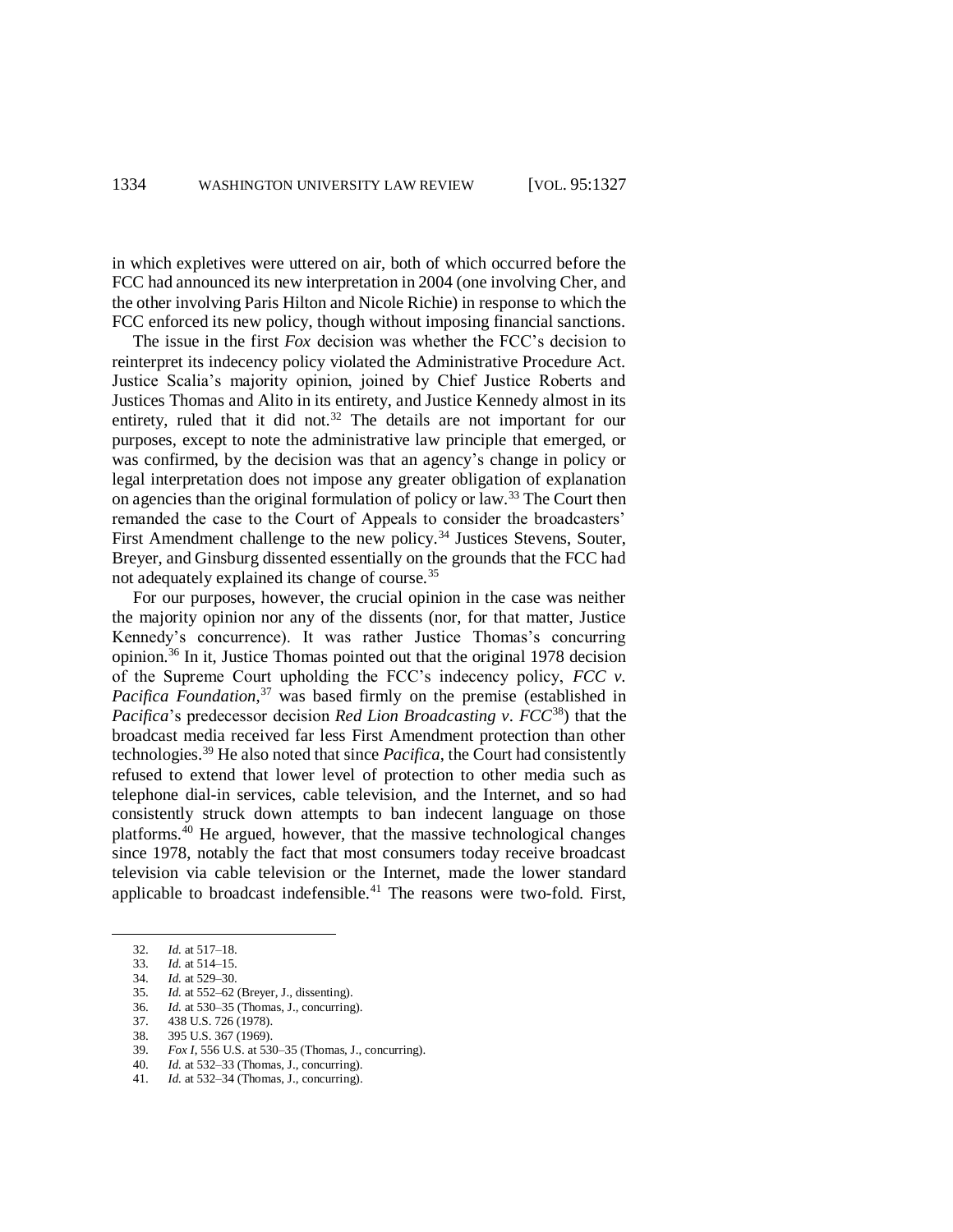in which expletives were uttered on air, both of which occurred before the FCC had announced its new interpretation in 2004 (one involving Cher, and the other involving Paris Hilton and Nicole Richie) in response to which the FCC enforced its new policy, though without imposing financial sanctions.

The issue in the first *Fox* decision was whether the FCC's decision to reinterpret its indecency policy violated the Administrative Procedure Act. Justice Scalia's majority opinion, joined by Chief Justice Roberts and Justices Thomas and Alito in its entirety, and Justice Kennedy almost in its entirety, ruled that it did not.[32] The details are not important for our purposes, except to note the administrative law principle that emerged, or was confirmed, by the decision was that an agency's change in policy or legal interpretation does not impose any greater obligation of explanation on agencies than the original formulation of policy or law.[33] The Court then remanded the case to the Court of Appeals to consider the broadcasters' First Amendment challenge to the new policy.[34] Justices Stevens, Souter, Breyer, and Ginsburg dissented essentially on the grounds that the FCC had not adequately explained its change of course.[35]

For our purposes, however, the crucial opinion in the case was neither the majority opinion nor any of the dissents (nor, for that matter, Justice Kennedy's concurrence). It was rather Justice Thomas's concurring opinion.[36] In it, Justice Thomas pointed out that the original 1978 decision of the Supreme Court upholding the FCC's indecency policy, *FCC v. Pacifica Foundation*,[37] was based firmly on the premise (established in *Pacifica*'s predecessor decision *Red Lion Broadcasting v. FCC*[38]) that the broadcast media received far less First Amendment protection than other technologies.[39] He also noted that since *Pacifica*, the Court had consistently refused to extend that lower level of protection to other media such as telephone dial-in services, cable television, and the Internet, and so had consistently struck down attempts to ban indecent language on those platforms.[40] He argued, however, that the massive technological changes since 1978, notably the fact that most consumers today receive broadcast television via cable television or the Internet, made the lower standard applicable to broadcast indefensible.[41] The reasons were two-fold. First,

---

32. *Id.* at 517–18.
33. *Id.* at 514–15.
34. *Id.* at 529–30.
35. *Id.* at 552–62 (Breyer, J., dissenting).
36. *Id.* at 530–35 (Thomas, J., concurring).
37. 438 U.S. 726 (1978).
38. 395 U.S. 367 (1969).
39. *Fox I*, 556 U.S. at 530–35 (Thomas, J., concurring).
40. *Id.* at 532–33 (Thomas, J., concurring).
41. *Id.* at 532–34 (Thomas, J., concurring).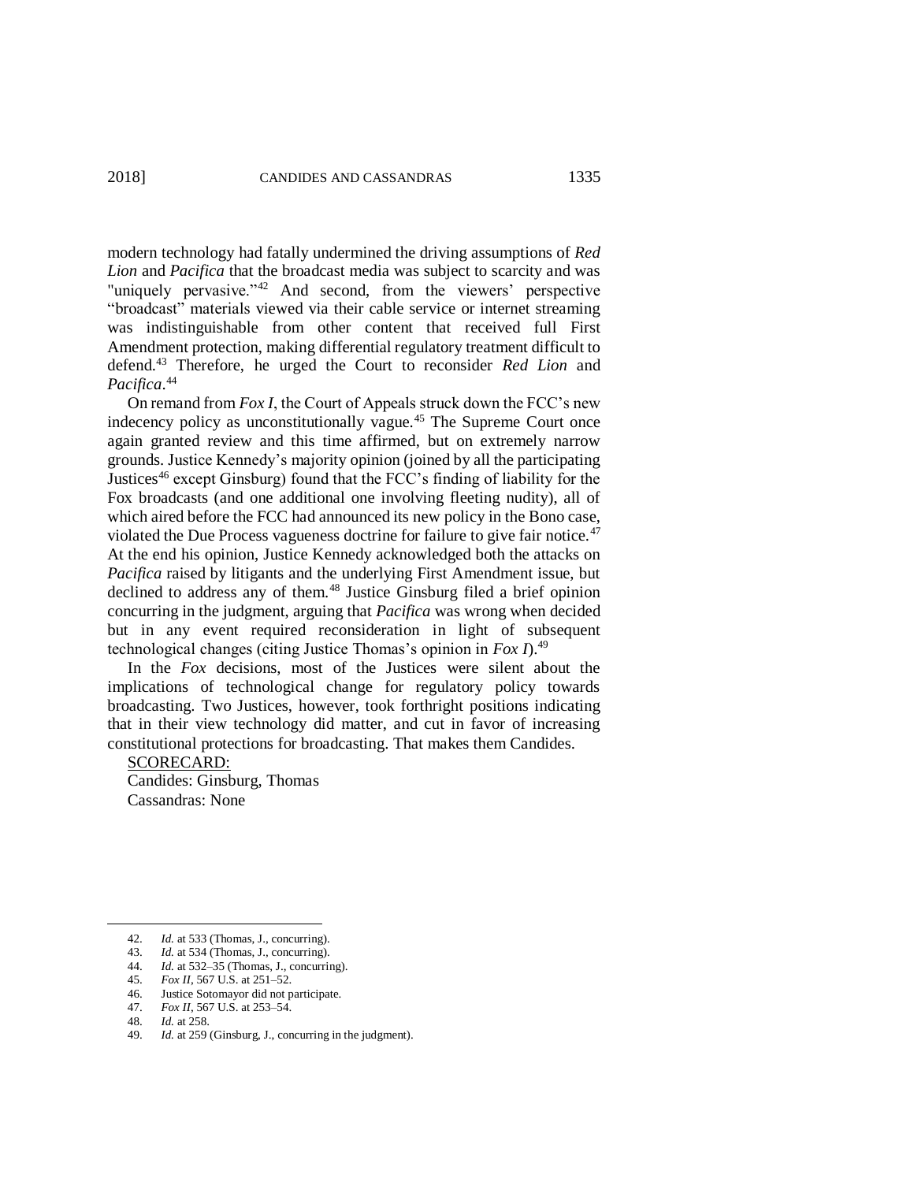modern technology had fatally undermined the driving assumptions of *Red Lion* and *Pacifica* that the broadcast media was subject to scarcity and was "uniquely pervasive."[42] And second, from the viewers' perspective "broadcast" materials viewed via their cable service or internet streaming was indistinguishable from other content that received full First Amendment protection, making differential regulatory treatment difficult to defend.[43] Therefore, he urged the Court to reconsider *Red Lion* and *Pacifica*.[44]

On remand from *Fox I*, the Court of Appeals struck down the FCC's new indecency policy as unconstitutionally vague.[45] The Supreme Court once again granted review and this time affirmed, but on extremely narrow grounds. Justice Kennedy's majority opinion (joined by all the participating Justices[46] except Ginsburg) found that the FCC's finding of liability for the Fox broadcasts (and one additional one involving fleeting nudity), all of which aired before the FCC had announced its new policy in the Bono case, violated the Due Process vagueness doctrine for failure to give fair notice.[47] At the end his opinion, Justice Kennedy acknowledged both the attacks on *Pacifica* raised by litigants and the underlying First Amendment issue, but declined to address any of them.[48] Justice Ginsburg filed a brief opinion concurring in the judgment, arguing that *Pacifica* was wrong when decided but in any event required reconsideration in light of subsequent technological changes (citing Justice Thomas's opinion in *Fox I*).[49]

In the *Fox* decisions, most of the Justices were silent about the implications of technological change for regulatory policy towards broadcasting. Two Justices, however, took forthright positions indicating that in their view technology did matter, and cut in favor of increasing constitutional protections for broadcasting. That makes them Candides.

SCORECARD:

Candides: Ginsburg, Thomas

Cassandras: None

---

42. *Id.* at 533 (Thomas, J., concurring).
43. *Id.* at 534 (Thomas, J., concurring).
44. *Id.* at 532–35 (Thomas, J., concurring).
45. *Fox II*, 567 U.S. at 251–52.
46. Justice Sotomayor did not participate.
47. *Fox II*, 567 U.S. at 253–54.
48. *Id.* at 258.
49. *Id.* at 259 (Ginsburg, J., concurring in the judgment).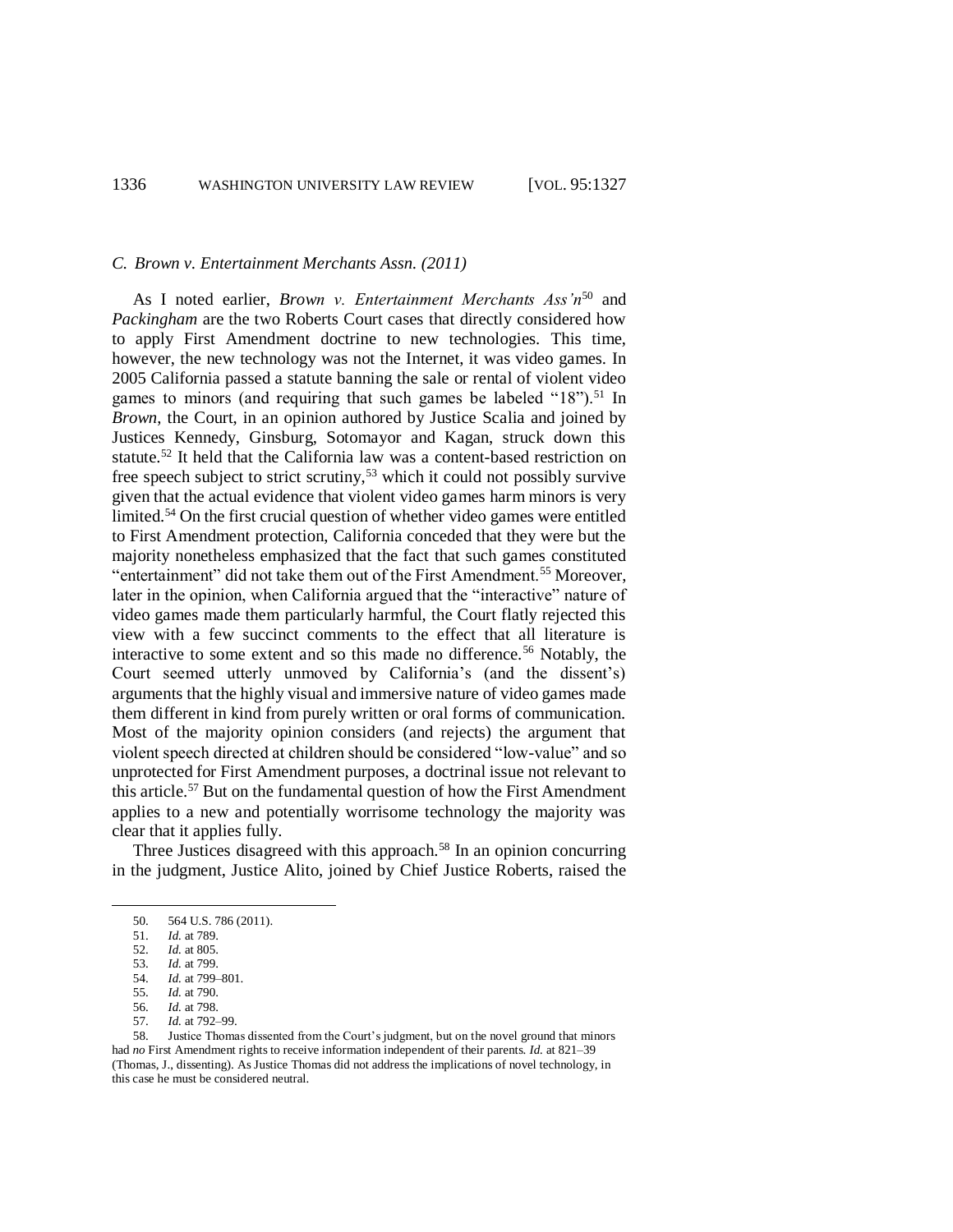### *C. Brown v. Entertainment Merchants Assn. (2011)*

As I noted earlier, *Brown v. Entertainment Merchants Ass'n*[50] and *Packingham* are the two Roberts Court cases that directly considered how to apply First Amendment doctrine to new technologies. This time, however, the new technology was not the Internet, it was video games. In 2005 California passed a statute banning the sale or rental of violent video games to minors (and requiring that such games be labeled "18").[51] In *Brown*, the Court, in an opinion authored by Justice Scalia and joined by Justices Kennedy, Ginsburg, Sotomayor and Kagan, struck down this statute.[52] It held that the California law was a content-based restriction on free speech subject to strict scrutiny,[53] which it could not possibly survive given that the actual evidence that violent video games harm minors is very limited.[54] On the first crucial question of whether video games were entitled to First Amendment protection, California conceded that they were but the majority nonetheless emphasized that the fact that such games constituted "entertainment" did not take them out of the First Amendment.[55] Moreover, later in the opinion, when California argued that the "interactive" nature of video games made them particularly harmful, the Court flatly rejected this view with a few succinct comments to the effect that all literature is interactive to some extent and so this made no difference.[56] Notably, the Court seemed utterly unmoved by California's (and the dissent's) arguments that the highly visual and immersive nature of video games made them different in kind from purely written or oral forms of communication. Most of the majority opinion considers (and rejects) the argument that violent speech directed at children should be considered "low-value" and so unprotected for First Amendment purposes, a doctrinal issue not relevant to this article.[57] But on the fundamental question of how the First Amendment applies to a new and potentially worrisome technology the majority was clear that it applies fully.

Three Justices disagreed with this approach.[58] In an opinion concurring in the judgment, Justice Alito, joined by Chief Justice Roberts, raised the

---

50. 564 U.S. 786 (2011).
51. *Id.* at 789.
52. *Id.* at 805.
53. *Id.* at 799.
54. *Id.* at 799–801.
55. *Id.* at 790.
56. *Id.* at 798.
57. *Id.* at 792–99.
58. Justice Thomas dissented from the Court's judgment, but on the novel ground that minors had *no* First Amendment rights to receive information independent of their parents. *Id.* at 821–39 (Thomas, J., dissenting). As Justice Thomas did not address the implications of novel technology, in this case he must be considered neutral.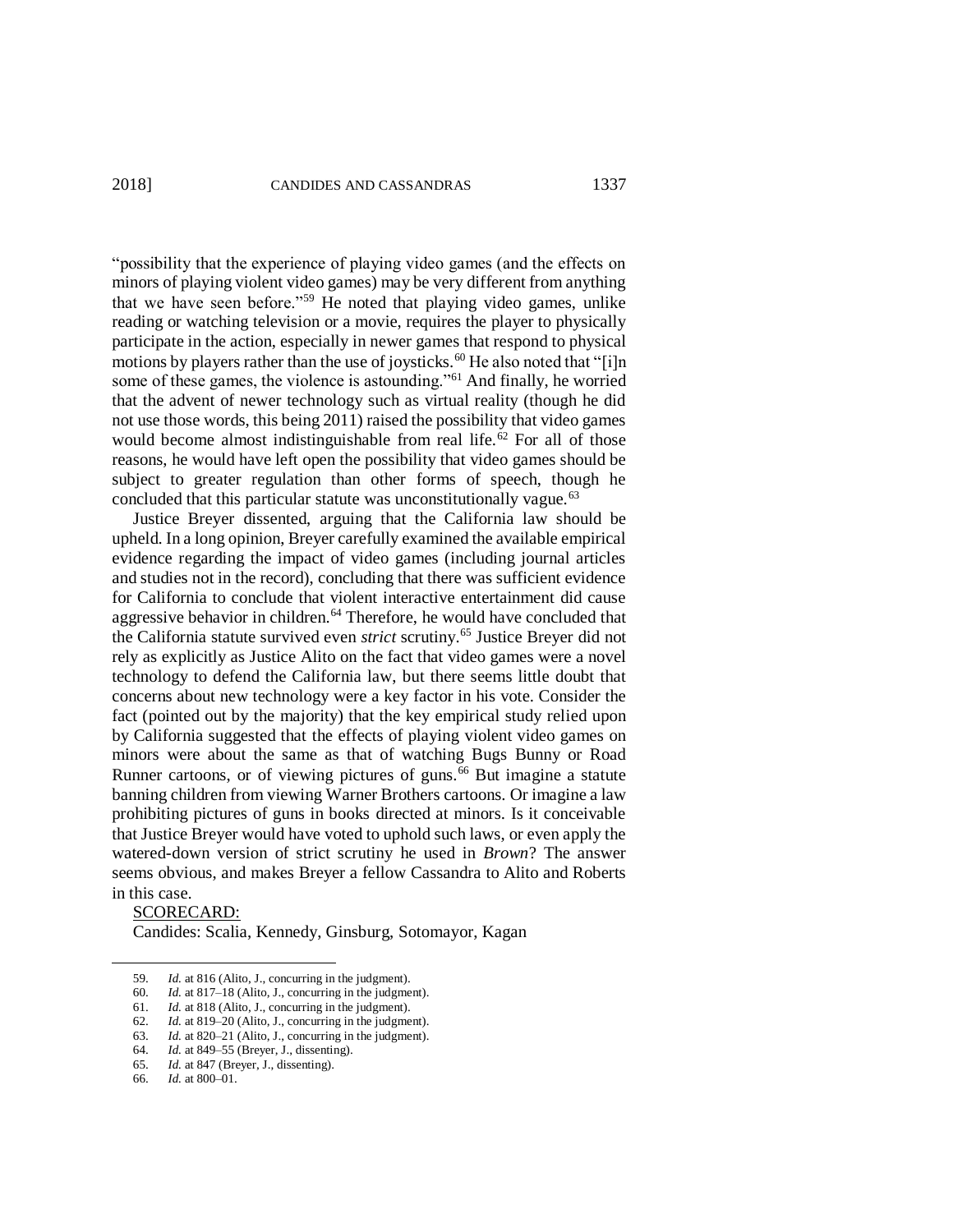"possibility that the experience of playing video games (and the effects on minors of playing violent video games) may be very different from anything that we have seen before."[59] He noted that playing video games, unlike reading or watching television or a movie, requires the player to physically participate in the action, especially in newer games that respond to physical motions by players rather than the use of joysticks.[60] He also noted that "[i]n some of these games, the violence is astounding."[61] And finally, he worried that the advent of newer technology such as virtual reality (though he did not use those words, this being 2011) raised the possibility that video games would become almost indistinguishable from real life.[62] For all of those reasons, he would have left open the possibility that video games should be subject to greater regulation than other forms of speech, though he concluded that this particular statute was unconstitutionally vague.[63]

Justice Breyer dissented, arguing that the California law should be upheld. In a long opinion, Breyer carefully examined the available empirical evidence regarding the impact of video games (including journal articles and studies not in the record), concluding that there was sufficient evidence for California to conclude that violent interactive entertainment did cause aggressive behavior in children.[64] Therefore, he would have concluded that the California statute survived even *strict* scrutiny.[65] Justice Breyer did not rely as explicitly as Justice Alito on the fact that video games were a novel technology to defend the California law, but there seems little doubt that concerns about new technology were a key factor in his vote. Consider the fact (pointed out by the majority) that the key empirical study relied upon by California suggested that the effects of playing violent video games on minors were about the same as that of watching Bugs Bunny or Road Runner cartoons, or of viewing pictures of guns.[66] But imagine a statute banning children from viewing Warner Brothers cartoons. Or imagine a law prohibiting pictures of guns in books directed at minors. Is it conceivable that Justice Breyer would have voted to uphold such laws, or even apply the watered-down version of strict scrutiny he used in *Brown*? The answer seems obvious, and makes Breyer a fellow Cassandra to Alito and Roberts in this case.

SCORECARD:

Candides: Scalia, Kennedy, Ginsburg, Sotomayor, Kagan

---

59. *Id.* at 816 (Alito, J., concurring in the judgment).
60. *Id.* at 817–18 (Alito, J., concurring in the judgment).
61. *Id.* at 818 (Alito, J., concurring in the judgment).
62. *Id.* at 819–20 (Alito, J., concurring in the judgment).
63. *Id.* at 820–21 (Alito, J., concurring in the judgment).
64. *Id.* at 849–55 (Breyer, J., dissenting).
65. *Id.* at 847 (Breyer, J., dissenting).
66. *Id.* at 800–01.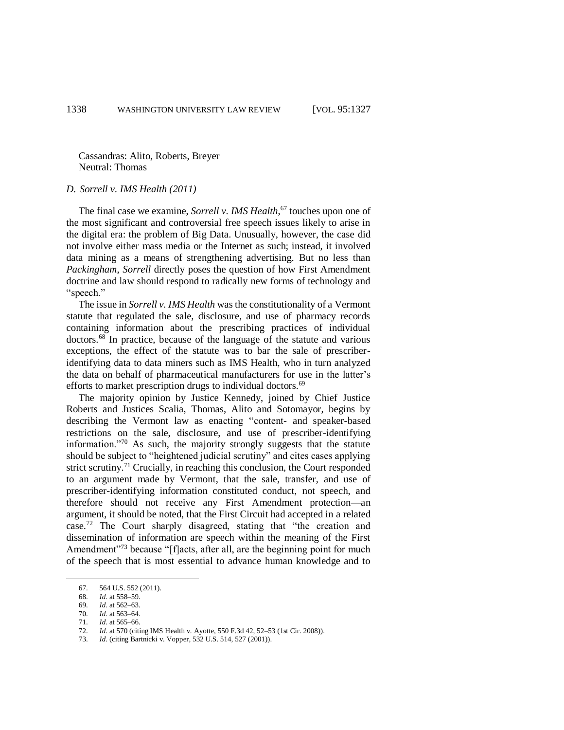Cassandras: Alito, Roberts, Breyer
Neutral: Thomas

### *D. Sorrell v. IMS Health (2011)*

The final case we examine, *Sorrell v. IMS Health*,[67] touches upon one of the most significant and controversial free speech issues likely to arise in the digital era: the problem of Big Data. Unusually, however, the case did not involve either mass media or the Internet as such; instead, it involved data mining as a means of strengthening advertising. But no less than *Packingham*, *Sorrell* directly poses the question of how First Amendment doctrine and law should respond to radically new forms of technology and "speech."

The issue in *Sorrell v. IMS Health* was the constitutionality of a Vermont statute that regulated the sale, disclosure, and use of pharmacy records containing information about the prescribing practices of individual doctors.[68] In practice, because of the language of the statute and various exceptions, the effect of the statute was to bar the sale of prescriber-identifying data to data miners such as IMS Health, who in turn analyzed the data on behalf of pharmaceutical manufacturers for use in the latter's efforts to market prescription drugs to individual doctors.[69]

The majority opinion by Justice Kennedy, joined by Chief Justice Roberts and Justices Scalia, Thomas, Alito and Sotomayor, begins by describing the Vermont law as enacting "content- and speaker-based restrictions on the sale, disclosure, and use of prescriber-identifying information."[70] As such, the majority strongly suggests that the statute should be subject to "heightened judicial scrutiny" and cites cases applying strict scrutiny.[71] Crucially, in reaching this conclusion, the Court responded to an argument made by Vermont, that the sale, transfer, and use of prescriber-identifying information constituted conduct, not speech, and therefore should not receive any First Amendment protection—an argument, it should be noted, that the First Circuit had accepted in a related case.[72] The Court sharply disagreed, stating that "the creation and dissemination of information are speech within the meaning of the First Amendment"[73] because "[f]acts, after all, are the beginning point for much of the speech that is most essential to advance human knowledge and to

---

67. 564 U.S. 552 (2011).
68. *Id.* at 558–59.
69. *Id.* at 562–63.
70. *Id.* at 563–64.
71. *Id.* at 565–66.
72. *Id.* at 570 (citing IMS Health v. Ayotte, 550 F.3d 42, 52–53 (1st Cir. 2008)).
73. *Id.* (citing Bartnicki v. Vopper, 532 U.S. 514, 527 (2001)).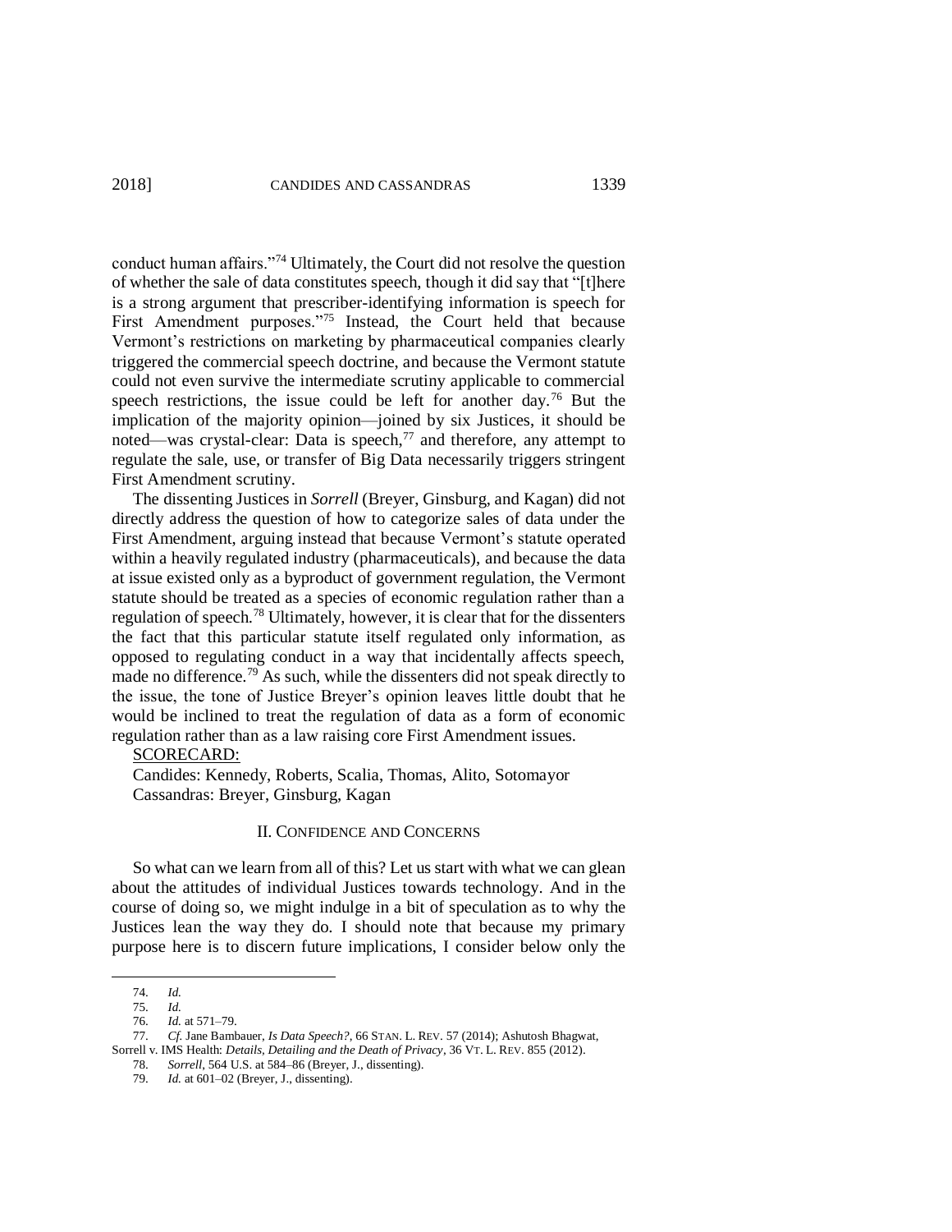conduct human affairs."[74] Ultimately, the Court did not resolve the question of whether the sale of data constitutes speech, though it did say that "[t]here is a strong argument that prescriber-identifying information is speech for First Amendment purposes."[75] Instead, the Court held that because Vermont's restrictions on marketing by pharmaceutical companies clearly triggered the commercial speech doctrine, and because the Vermont statute could not even survive the intermediate scrutiny applicable to commercial speech restrictions, the issue could be left for another day.[76] But the implication of the majority opinion—joined by six Justices, it should be noted—was crystal-clear: Data is speech,[77] and therefore, any attempt to regulate the sale, use, or transfer of Big Data necessarily triggers stringent First Amendment scrutiny.

The dissenting Justices in *Sorrell* (Breyer, Ginsburg, and Kagan) did not directly address the question of how to categorize sales of data under the First Amendment, arguing instead that because Vermont's statute operated within a heavily regulated industry (pharmaceuticals), and because the data at issue existed only as a byproduct of government regulation, the Vermont statute should be treated as a species of economic regulation rather than a regulation of speech.[78] Ultimately, however, it is clear that for the dissenters the fact that this particular statute itself regulated only information, as opposed to regulating conduct in a way that incidentally affects speech, made no difference.[79] As such, while the dissenters did not speak directly to the issue, the tone of Justice Breyer's opinion leaves little doubt that he would be inclined to treat the regulation of data as a form of economic regulation rather than as a law raising core First Amendment issues.

SCORECARD:

Candides: Kennedy, Roberts, Scalia, Thomas, Alito, Sotomayor
Cassandras: Breyer, Ginsburg, Kagan

## II. CONFIDENCE AND CONCERNS

So what can we learn from all of this? Let us start with what we can glean about the attitudes of individual Justices towards technology. And in the course of doing so, we might indulge in a bit of speculation as to why the Justices lean the way they do. I should note that because my primary purpose here is to discern future implications, I consider below only the

---

74. *Id.*
75. *Id.*
76. *Id.* at 571–79.
77. *Cf.* Jane Bambauer, *Is Data Speech?*, 66 STAN. L. REV. 57 (2014); Ashutosh Bhagwat, Sorrell v. IMS Health: *Details, Detailing and the Death of Privacy*, 36 VT. L. REV. 855 (2012).
78. *Sorrell*, 564 U.S. at 584–86 (Breyer, J., dissenting).
79. *Id.* at 601–02 (Breyer, J., dissenting).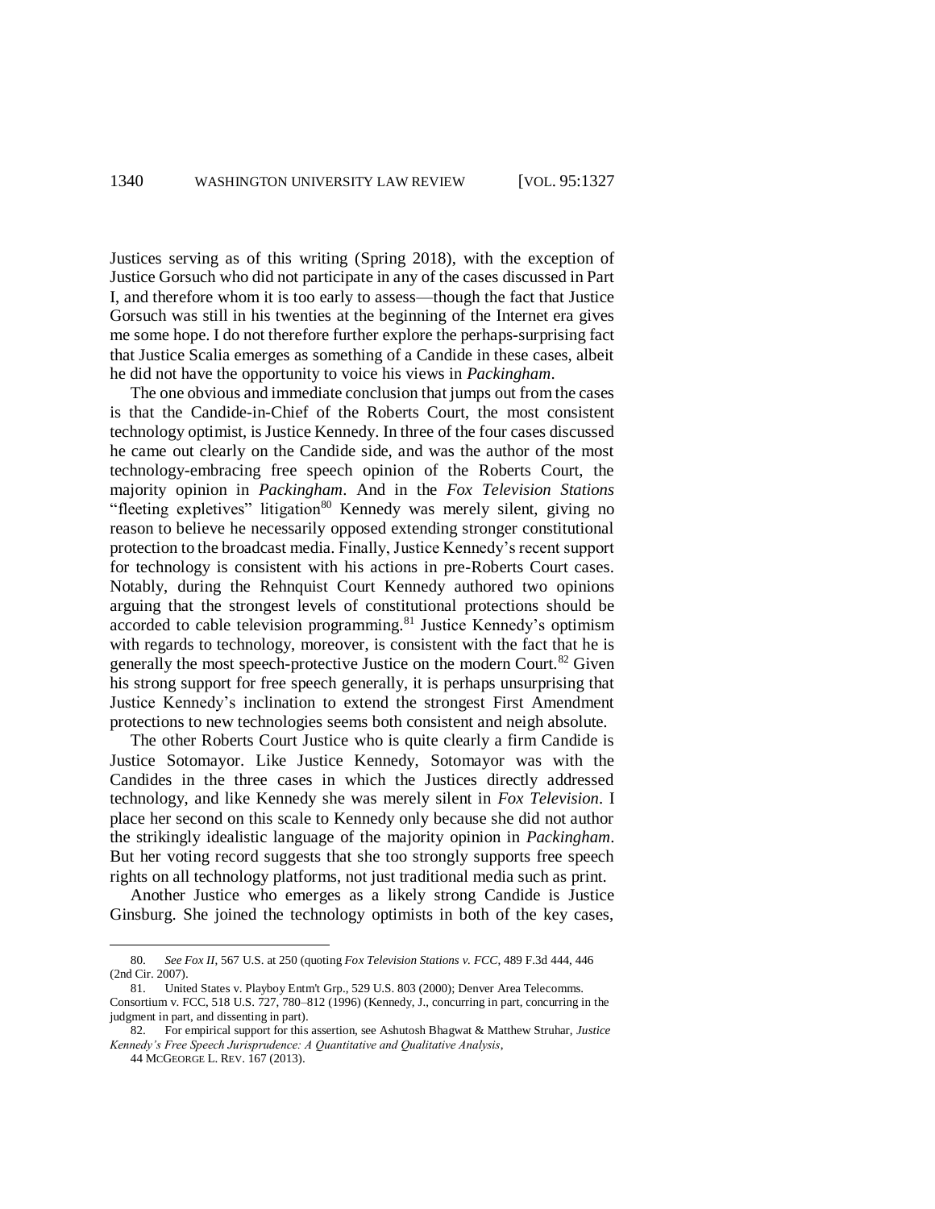Justices serving as of this writing (Spring 2018), with the exception of Justice Gorsuch who did not participate in any of the cases discussed in Part I, and therefore whom it is too early to assess—though the fact that Justice Gorsuch was still in his twenties at the beginning of the Internet era gives me some hope. I do not therefore further explore the perhaps-surprising fact that Justice Scalia emerges as something of a Candide in these cases, albeit he did not have the opportunity to voice his views in *Packingham*.

The one obvious and immediate conclusion that jumps out from the cases is that the Candide-in-Chief of the Roberts Court, the most consistent technology optimist, is Justice Kennedy. In three of the four cases discussed he came out clearly on the Candide side, and was the author of the most technology-embracing free speech opinion of the Roberts Court, the majority opinion in *Packingham*. And in the *Fox Television Stations* "fleeting expletives" litigation[80] Kennedy was merely silent, giving no reason to believe he necessarily opposed extending stronger constitutional protection to the broadcast media. Finally, Justice Kennedy's recent support for technology is consistent with his actions in pre-Roberts Court cases. Notably, during the Rehnquist Court Kennedy authored two opinions arguing that the strongest levels of constitutional protections should be accorded to cable television programming.[81] Justice Kennedy's optimism with regards to technology, moreover, is consistent with the fact that he is generally the most speech-protective Justice on the modern Court.[82] Given his strong support for free speech generally, it is perhaps unsurprising that Justice Kennedy's inclination to extend the strongest First Amendment protections to new technologies seems both consistent and neigh absolute.

The other Roberts Court Justice who is quite clearly a firm Candide is Justice Sotomayor. Like Justice Kennedy, Sotomayor was with the Candides in the three cases in which the Justices directly addressed technology, and like Kennedy she was merely silent in *Fox Television*. I place her second on this scale to Kennedy only because she did not author the strikingly idealistic language of the majority opinion in *Packingham*. But her voting record suggests that she too strongly supports free speech rights on all technology platforms, not just traditional media such as print.

Another Justice who emerges as a likely strong Candide is Justice Ginsburg. She joined the technology optimists in both of the key cases,

---

80. *See Fox II*, 567 U.S. at 250 (quoting *Fox Television Stations v. FCC*, 489 F.3d 444, 446 (2nd Cir. 2007).

81. United States v. Playboy Entm't Grp., 529 U.S. 803 (2000); Denver Area Telecomms. Consortium v. FCC, 518 U.S. 727, 780–812 (1996) (Kennedy, J., concurring in part, concurring in the judgment in part, and dissenting in part).

82. For empirical support for this assertion, see Ashutosh Bhagwat & Matthew Struhar, *Justice Kennedy's Free Speech Jurisprudence: A Quantitative and Qualitative Analysis*, 44 MCGEORGE L. REV. 167 (2013).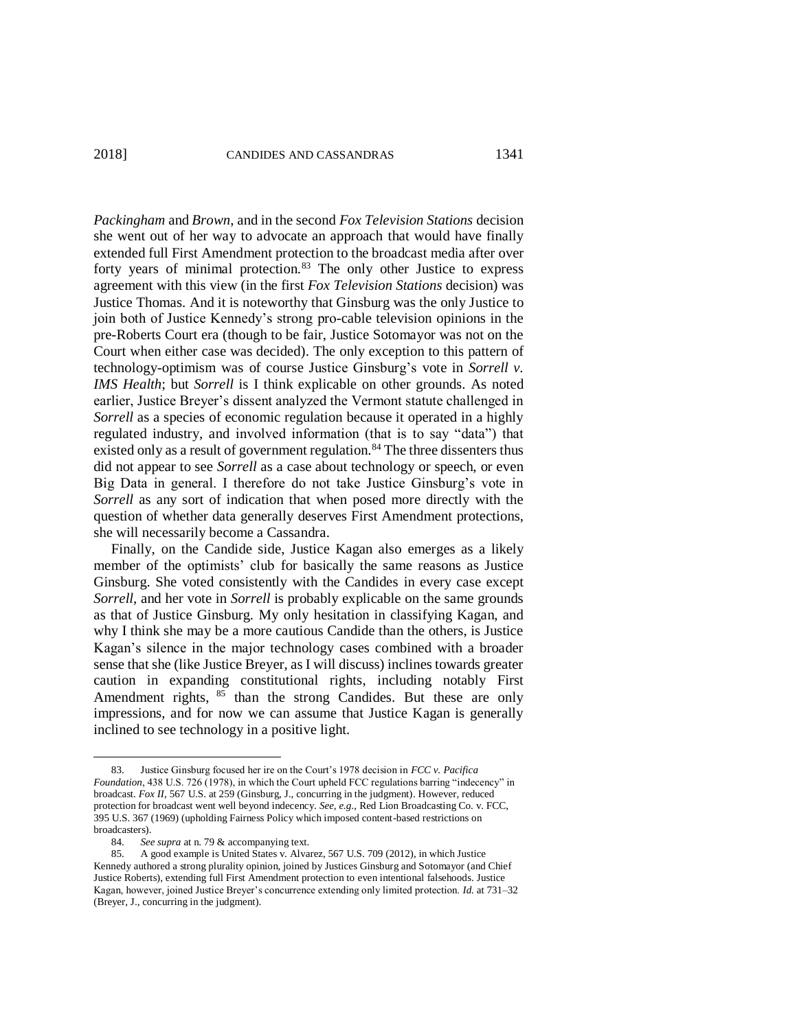*Packingham* and *Brown*, and in the second *Fox Television Stations* decision she went out of her way to advocate an approach that would have finally extended full First Amendment protection to the broadcast media after over forty years of minimal protection.[83] The only other Justice to express agreement with this view (in the first *Fox Television Stations* decision) was Justice Thomas. And it is noteworthy that Ginsburg was the only Justice to join both of Justice Kennedy's strong pro-cable television opinions in the pre-Roberts Court era (though to be fair, Justice Sotomayor was not on the Court when either case was decided). The only exception to this pattern of technology-optimism was of course Justice Ginsburg's vote in *Sorrell v. IMS Health*; but *Sorrell* is I think explicable on other grounds. As noted earlier, Justice Breyer's dissent analyzed the Vermont statute challenged in *Sorrell* as a species of economic regulation because it operated in a highly regulated industry, and involved information (that is to say "data") that existed only as a result of government regulation.[84] The three dissenters thus did not appear to see *Sorrell* as a case about technology or speech, or even Big Data in general. I therefore do not take Justice Ginsburg's vote in *Sorrell* as any sort of indication that when posed more directly with the question of whether data generally deserves First Amendment protections, she will necessarily become a Cassandra.

Finally, on the Candide side, Justice Kagan also emerges as a likely member of the optimists' club for basically the same reasons as Justice Ginsburg. She voted consistently with the Candides in every case except *Sorrell*, and her vote in *Sorrell* is probably explicable on the same grounds as that of Justice Ginsburg. My only hesitation in classifying Kagan, and why I think she may be a more cautious Candide than the others, is Justice Kagan's silence in the major technology cases combined with a broader sense that she (like Justice Breyer, as I will discuss) inclines towards greater caution in expanding constitutional rights, including notably First Amendment rights,[85] than the strong Candides. But these are only impressions, and for now we can assume that Justice Kagan is generally inclined to see technology in a positive light.

---

83. Justice Ginsburg focused her ire on the Court's 1978 decision in *FCC v. Pacifica Foundation*, 438 U.S. 726 (1978), in which the Court upheld FCC regulations barring "indecency" in broadcast. *Fox II*, 567 U.S. at 259 (Ginsburg, J., concurring in the judgment). However, reduced protection for broadcast went well beyond indecency. *See, e.g.*, Red Lion Broadcasting Co. v. FCC, 395 U.S. 367 (1969) (upholding Fairness Policy which imposed content-based restrictions on broadcasters).

84. *See supra* at n. 79 & accompanying text.

85. A good example is United States v. Alvarez, 567 U.S. 709 (2012), in which Justice Kennedy authored a strong plurality opinion, joined by Justices Ginsburg and Sotomayor (and Chief Justice Roberts), extending full First Amendment protection to even intentional falsehoods. Justice Kagan, however, joined Justice Breyer's concurrence extending only limited protection. *Id.* at 731–32 (Breyer, J., concurring in the judgment).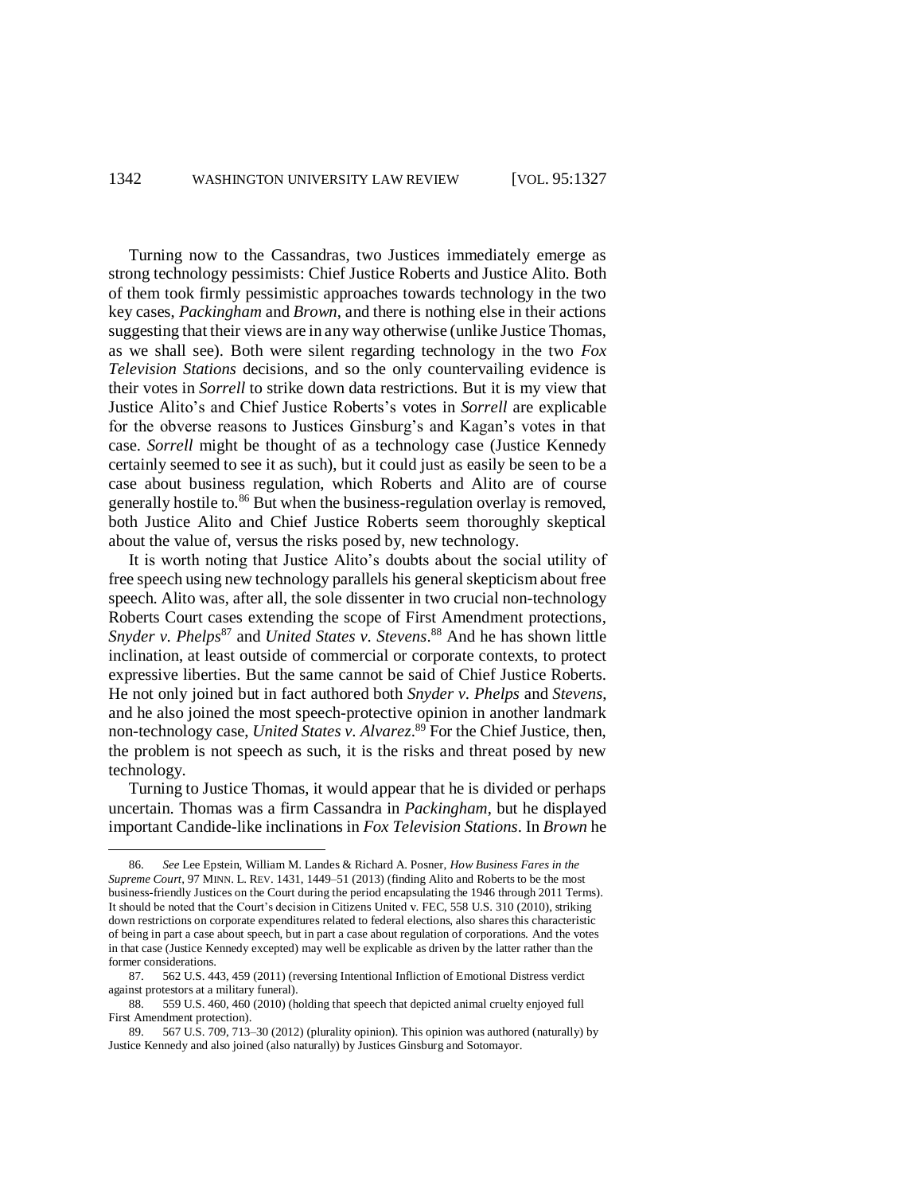Turning now to the Cassandras, two Justices immediately emerge as strong technology pessimists: Chief Justice Roberts and Justice Alito. Both of them took firmly pessimistic approaches towards technology in the two key cases, *Packingham* and *Brown*, and there is nothing else in their actions suggesting that their views are in any way otherwise (unlike Justice Thomas, as we shall see). Both were silent regarding technology in the two *Fox Television Stations* decisions, and so the only countervailing evidence is their votes in *Sorrell* to strike down data restrictions. But it is my view that Justice Alito's and Chief Justice Roberts's votes in *Sorrell* are explicable for the obverse reasons to Justices Ginsburg's and Kagan's votes in that case. *Sorrell* might be thought of as a technology case (Justice Kennedy certainly seemed to see it as such), but it could just as easily be seen to be a case about business regulation, which Roberts and Alito are of course generally hostile to.[86] But when the business-regulation overlay is removed, both Justice Alito and Chief Justice Roberts seem thoroughly skeptical about the value of, versus the risks posed by, new technology.

It is worth noting that Justice Alito's doubts about the social utility of free speech using new technology parallels his general skepticism about free speech. Alito was, after all, the sole dissenter in two crucial non-technology Roberts Court cases extending the scope of First Amendment protections, *Snyder v. Phelps*[87] and *United States v. Stevens*.[88] And he has shown little inclination, at least outside of commercial or corporate contexts, to protect expressive liberties. But the same cannot be said of Chief Justice Roberts. He not only joined but in fact authored both *Snyder v. Phelps* and *Stevens*, and he also joined the most speech-protective opinion in another landmark non-technology case, *United States v. Alvarez*.[89] For the Chief Justice, then, the problem is not speech as such, it is the risks and threat posed by new technology.

Turning to Justice Thomas, it would appear that he is divided or perhaps uncertain. Thomas was a firm Cassandra in *Packingham*, but he displayed important Candide-like inclinations in *Fox Television Stations*. In *Brown* he

---

86. *See* Lee Epstein, William M. Landes & Richard A. Posner, *How Business Fares in the Supreme Court*, 97 MINN. L. REV. 1431, 1449–51 (2013) (finding Alito and Roberts to be the most business-friendly Justices on the Court during the period encapsulating the 1946 through 2011 Terms). It should be noted that the Court's decision in Citizens United v. FEC, 558 U.S. 310 (2010), striking down restrictions on corporate expenditures related to federal elections, also shares this characteristic of being in part a case about speech, but in part a case about regulation of corporations. And the votes in that case (Justice Kennedy excepted) may well be explicable as driven by the latter rather than the former considerations.

87. 562 U.S. 443, 459 (2011) (reversing Intentional Infliction of Emotional Distress verdict against protestors at a military funeral).

88. 559 U.S. 460, 460 (2010) (holding that speech that depicted animal cruelty enjoyed full First Amendment protection).

89. 567 U.S. 709, 713–30 (2012) (plurality opinion). This opinion was authored (naturally) by Justice Kennedy and also joined (also naturally) by Justices Ginsburg and Sotomayor.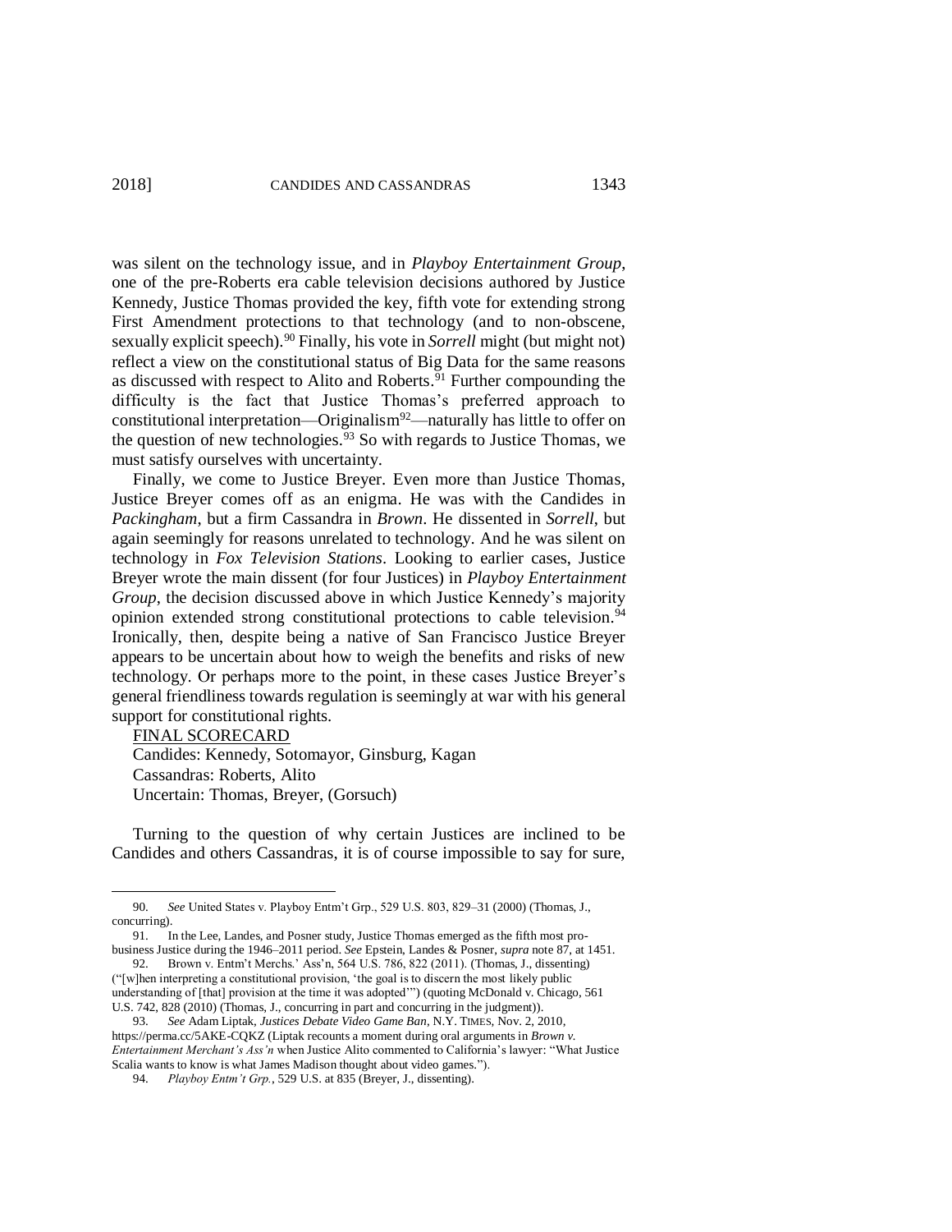was silent on the technology issue, and in *Playboy Entertainment Group*, one of the pre-Roberts era cable television decisions authored by Justice Kennedy, Justice Thomas provided the key, fifth vote for extending strong First Amendment protections to that technology (and to non-obscene, sexually explicit speech).[90] Finally, his vote in *Sorrell* might (but might not) reflect a view on the constitutional status of Big Data for the same reasons as discussed with respect to Alito and Roberts.[91] Further compounding the difficulty is the fact that Justice Thomas's preferred approach to constitutional interpretation—Originalism[92]—naturally has little to offer on the question of new technologies.[93] So with regards to Justice Thomas, we must satisfy ourselves with uncertainty.

Finally, we come to Justice Breyer. Even more than Justice Thomas, Justice Breyer comes off as an enigma. He was with the Candides in *Packingham*, but a firm Cassandra in *Brown*. He dissented in *Sorrell*, but again seemingly for reasons unrelated to technology. And he was silent on technology in *Fox Television Stations*. Looking to earlier cases, Justice Breyer wrote the main dissent (for four Justices) in *Playboy Entertainment Group*, the decision discussed above in which Justice Kennedy's majority opinion extended strong constitutional protections to cable television.[94] Ironically, then, despite being a native of San Francisco Justice Breyer appears to be uncertain about how to weigh the benefits and risks of new technology. Or perhaps more to the point, in these cases Justice Breyer's general friendliness towards regulation is seemingly at war with his general support for constitutional rights.

<u>FINAL SCORECARD</u>

Candides: Kennedy, Sotomayor, Ginsburg, Kagan
Cassandras: Roberts, Alito
Uncertain: Thomas, Breyer, (Gorsuch)

Turning to the question of why certain Justices are inclined to be Candides and others Cassandras, it is of course impossible to say for sure,

---

90. *See* United States v. Playboy Entm't Grp., 529 U.S. 803, 829–31 (2000) (Thomas, J., concurring).

91. In the Lee, Landes, and Posner study, Justice Thomas emerged as the fifth most pro-business Justice during the 1946–2011 period. *See* Epstein, Landes & Posner, *supra* note 87, at 1451.

92. Brown v. Entm't Merchs.' Ass'n, 564 U.S. 786, 822 (2011). (Thomas, J., dissenting) ("[w]hen interpreting a constitutional provision, 'the goal is to discern the most likely public understanding of [that] provision at the time it was adopted'") (quoting McDonald v. Chicago, 561 U.S. 742, 828 (2010) (Thomas, J., concurring in part and concurring in the judgment)).

93. *See* Adam Liptak, *Justices Debate Video Game Ban*, N.Y. TIMES, Nov. 2, 2010, https://perma.cc/5AKE-CQKZ (Liptak recounts a moment during oral arguments in *Brown v. Entertainment Merchant's Ass'n* when Justice Alito commented to California's lawyer: "What Justice Scalia wants to know is what James Madison thought about video games.").

94. *Playboy Entm't Grp.*, 529 U.S. at 835 (Breyer, J., dissenting).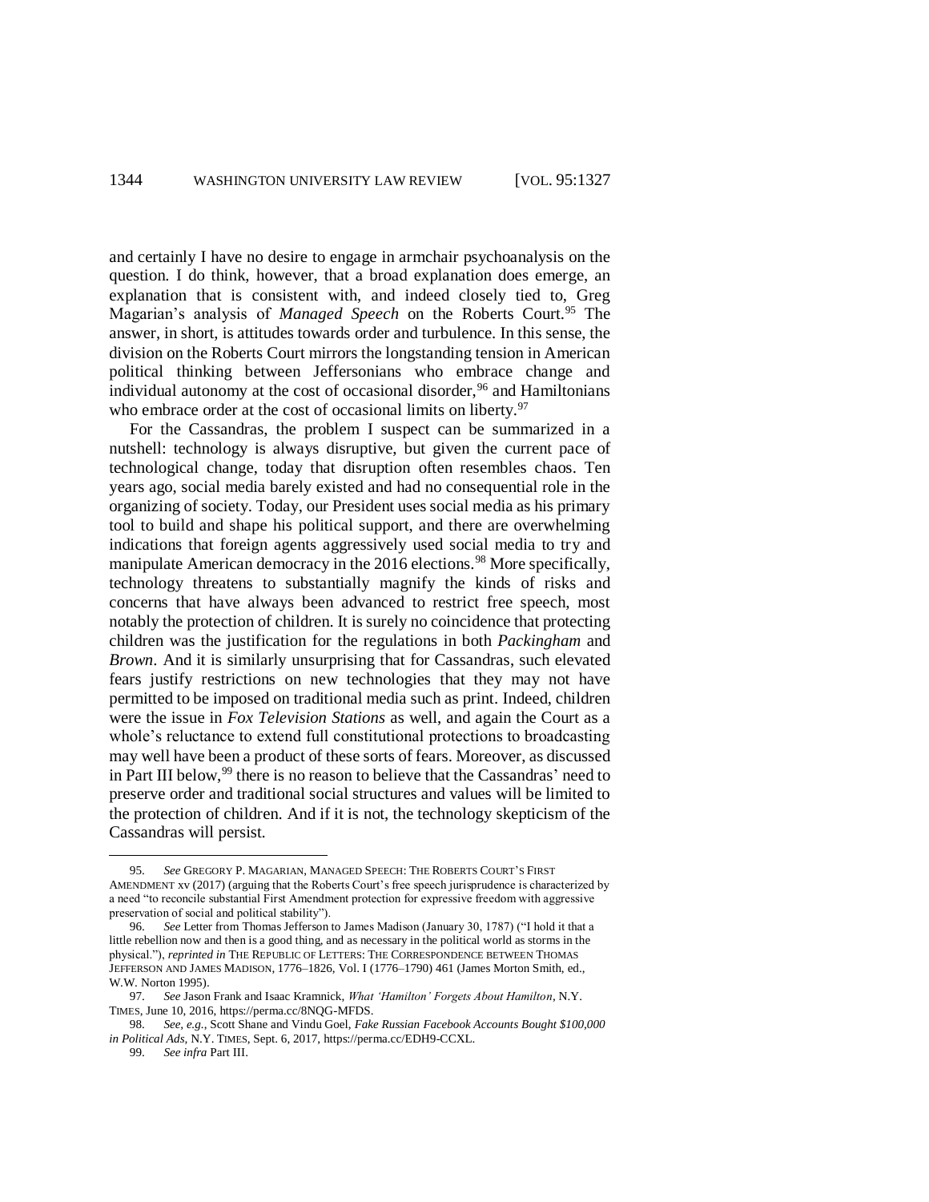and certainly I have no desire to engage in armchair psychoanalysis on the question. I do think, however, that a broad explanation does emerge, an explanation that is consistent with, and indeed closely tied to, Greg Magarian's analysis of *Managed Speech* on the Roberts Court.[95] The answer, in short, is attitudes towards order and turbulence. In this sense, the division on the Roberts Court mirrors the longstanding tension in American political thinking between Jeffersonians who embrace change and individual autonomy at the cost of occasional disorder,[96] and Hamiltonians who embrace order at the cost of occasional limits on liberty.[97]

For the Cassandras, the problem I suspect can be summarized in a nutshell: technology is always disruptive, but given the current pace of technological change, today that disruption often resembles chaos. Ten years ago, social media barely existed and had no consequential role in the organizing of society. Today, our President uses social media as his primary tool to build and shape his political support, and there are overwhelming indications that foreign agents aggressively used social media to try and manipulate American democracy in the 2016 elections.[98] More specifically, technology threatens to substantially magnify the kinds of risks and concerns that have always been advanced to restrict free speech, most notably the protection of children. It is surely no coincidence that protecting children was the justification for the regulations in both *Packingham* and *Brown*. And it is similarly unsurprising that for Cassandras, such elevated fears justify restrictions on new technologies that they may not have permitted to be imposed on traditional media such as print. Indeed, children were the issue in *Fox Television Stations* as well, and again the Court as a whole's reluctance to extend full constitutional protections to broadcasting may well have been a product of these sorts of fears. Moreover, as discussed in Part III below,[99] there is no reason to believe that the Cassandras' need to preserve order and traditional social structures and values will be limited to the protection of children. And if it is not, the technology skepticism of the Cassandras will persist.

---

95. *See* GREGORY P. MAGARIAN, MANAGED SPEECH: THE ROBERTS COURT'S FIRST AMENDMENT xv (2017) (arguing that the Roberts Court's free speech jurisprudence is characterized by a need "to reconcile substantial First Amendment protection for expressive freedom with aggressive preservation of social and political stability").

96. *See* Letter from Thomas Jefferson to James Madison (January 30, 1787) ("I hold it that a little rebellion now and then is a good thing, and as necessary in the political world as storms in the physical."), *reprinted in* THE REPUBLIC OF LETTERS: THE CORRESPONDENCE BETWEEN THOMAS JEFFERSON AND JAMES MADISON, 1776–1826, Vol. I (1776–1790) 461 (James Morton Smith, ed., W.W. Norton 1995).

97. *See* Jason Frank and Isaac Kramnick, *What 'Hamilton' Forgets About Hamilton*, N.Y. TIMES, June 10, 2016, https://perma.cc/8NQG-MFDS.

98. *See, e.g.*, Scott Shane and Vindu Goel, *Fake Russian Facebook Accounts Bought $100,000 in Political Ads*, N.Y. TIMES, Sept. 6, 2017, https://perma.cc/EDH9-CCXL.

99. *See infra* Part III.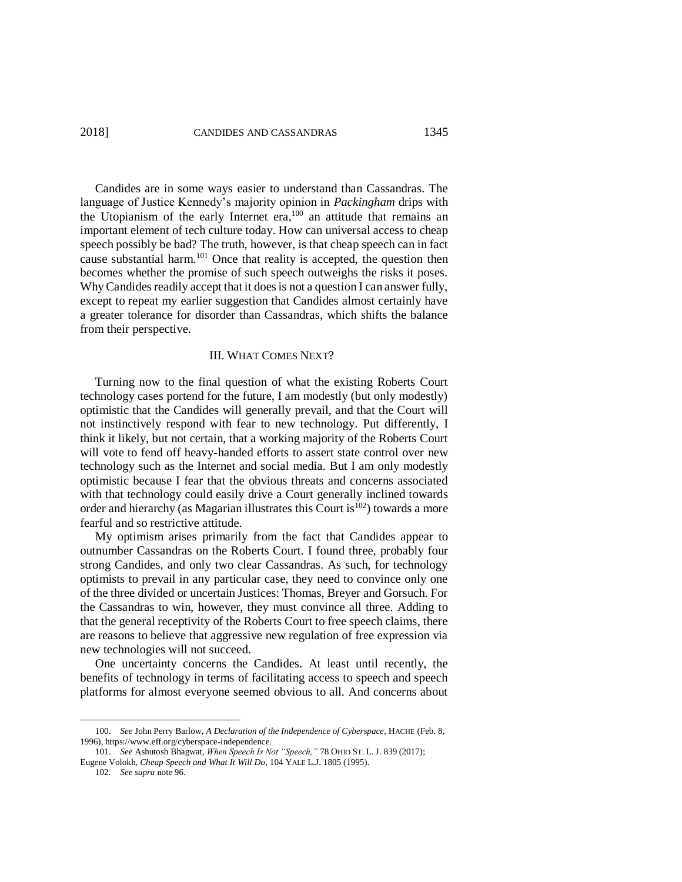Candides are in some ways easier to understand than Cassandras. The language of Justice Kennedy's majority opinion in *Packingham* drips with the Utopianism of the early Internet era,[100] an attitude that remains an important element of tech culture today. How can universal access to cheap speech possibly be bad? The truth, however, is that cheap speech can in fact cause substantial harm.[101] Once that reality is accepted, the question then becomes whether the promise of such speech outweighs the risks it poses. Why Candides readily accept that it does is not a question I can answer fully, except to repeat my earlier suggestion that Candides almost certainly have a greater tolerance for disorder than Cassandras, which shifts the balance from their perspective.

## III. WHAT COMES NEXT?

Turning now to the final question of what the existing Roberts Court technology cases portend for the future, I am modestly (but only modestly) optimistic that the Candides will generally prevail, and that the Court will not instinctively respond with fear to new technology. Put differently, I think it likely, but not certain, that a working majority of the Roberts Court will vote to fend off heavy-handed efforts to assert state control over new technology such as the Internet and social media. But I am only modestly optimistic because I fear that the obvious threats and concerns associated with that technology could easily drive a Court generally inclined towards order and hierarchy (as Magarian illustrates this Court is[102]) towards a more fearful and so restrictive attitude.

My optimism arises primarily from the fact that Candides appear to outnumber Cassandras on the Roberts Court. I found three, probably four strong Candides, and only two clear Cassandras. As such, for technology optimists to prevail in any particular case, they need to convince only one of the three divided or uncertain Justices: Thomas, Breyer and Gorsuch. For the Cassandras to win, however, they must convince all three. Adding to that the general receptivity of the Roberts Court to free speech claims, there are reasons to believe that aggressive new regulation of free expression via new technologies will not succeed.

One uncertainty concerns the Candides. At least until recently, the benefits of technology in terms of facilitating access to speech and speech platforms for almost everyone seemed obvious to all. And concerns about

---

100. *See* John Perry Barlow, *A Declaration of the Independence of Cyberspace*, HACHE (Feb. 8, 1996), https://www.eff.org/cyberspace-independence.

101. *See* Ashutosh Bhagwat, *When Speech Is Not "Speech,"* 78 OHIO ST. L. J. 839 (2017); Eugene Volokh, *Cheap Speech and What It Will Do*, 104 YALE L.J. 1805 (1995).

102. *See supra* note 96.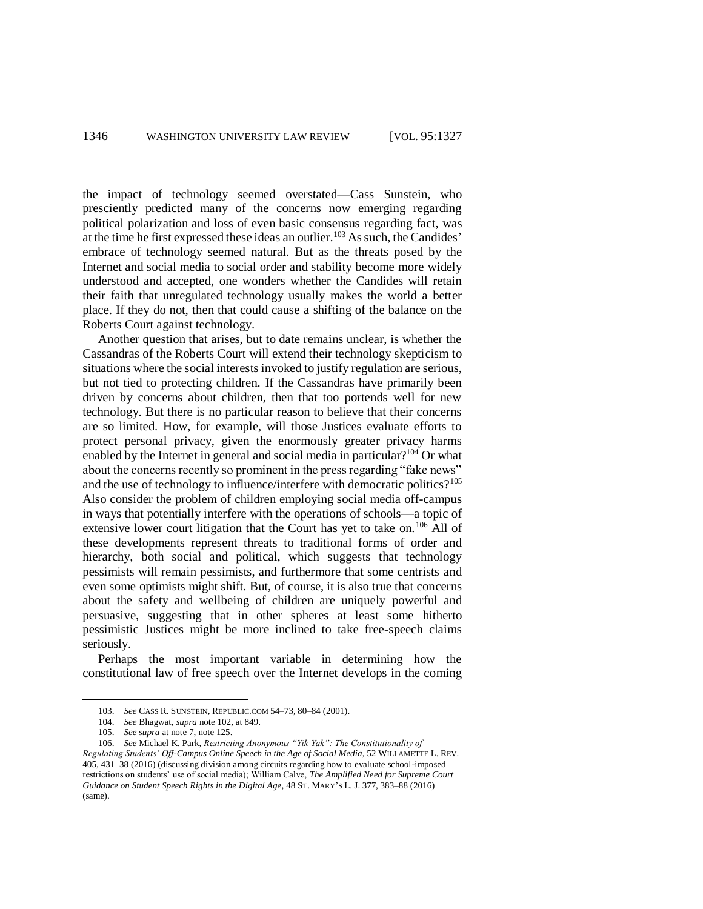the impact of technology seemed overstated—Cass Sunstein, who presciently predicted many of the concerns now emerging regarding political polarization and loss of even basic consensus regarding fact, was at the time he first expressed these ideas an outlier.[103] As such, the Candides' embrace of technology seemed natural. But as the threats posed by the Internet and social media to social order and stability become more widely understood and accepted, one wonders whether the Candides will retain their faith that unregulated technology usually makes the world a better place. If they do not, then that could cause a shifting of the balance on the Roberts Court against technology.

Another question that arises, but to date remains unclear, is whether the Cassandras of the Roberts Court will extend their technology skepticism to situations where the social interests invoked to justify regulation are serious, but not tied to protecting children. If the Cassandras have primarily been driven by concerns about children, then that too portends well for new technology. But there is no particular reason to believe that their concerns are so limited. How, for example, will those Justices evaluate efforts to protect personal privacy, given the enormously greater privacy harms enabled by the Internet in general and social media in particular?[104] Or what about the concerns recently so prominent in the press regarding "fake news" and the use of technology to influence/interfere with democratic politics?[105] Also consider the problem of children employing social media off-campus in ways that potentially interfere with the operations of schools—a topic of extensive lower court litigation that the Court has yet to take on.[106] All of these developments represent threats to traditional forms of order and hierarchy, both social and political, which suggests that technology pessimists will remain pessimists, and furthermore that some centrists and even some optimists might shift. But, of course, it is also true that concerns about the safety and wellbeing of children are uniquely powerful and persuasive, suggesting that in other spheres at least some hitherto pessimistic Justices might be more inclined to take free-speech claims seriously.

Perhaps the most important variable in determining how the constitutional law of free speech over the Internet develops in the coming

---

103. *See* CASS R. SUNSTEIN, REPUBLIC.COM 54–73, 80–84 (2001).

104. *See* Bhagwat, *supra* note 102, at 849.

105. *See supra* at note 7, note 125.

106. *See* Michael K. Park, *Restricting Anonymous "Yik Yak": The Constitutionality of Regulating Students' Off-Campus Online Speech in the Age of Social Media*, 52 WILLAMETTE L. REV. 405, 431–38 (2016) (discussing division among circuits regarding how to evaluate school-imposed restrictions on students' use of social media); William Calve, *The Amplified Need for Supreme Court Guidance on Student Speech Rights in the Digital Age*, 48 ST. MARY'S L. J. 377, 383–88 (2016) (same).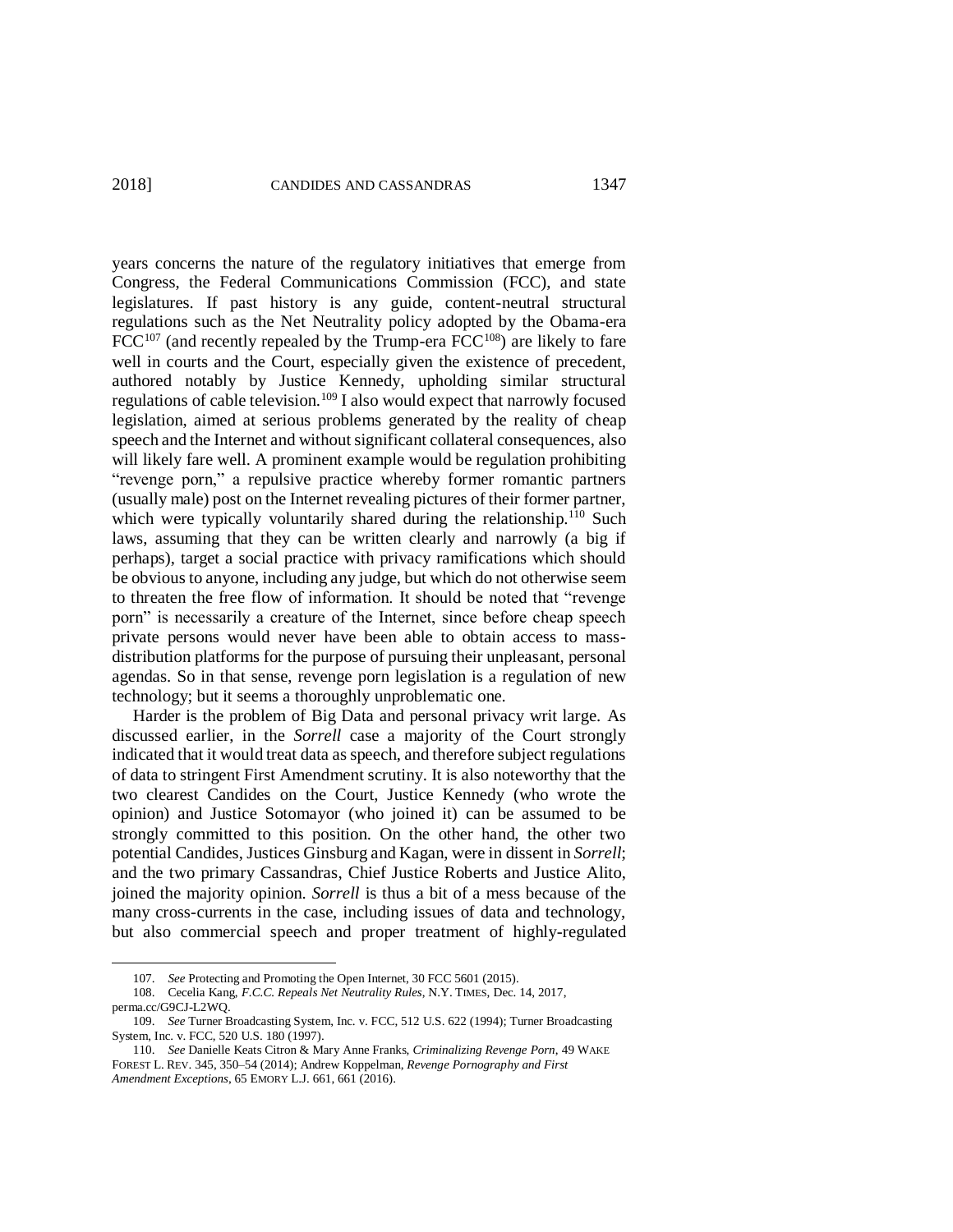years concerns the nature of the regulatory initiatives that emerge from Congress, the Federal Communications Commission (FCC), and state legislatures. If past history is any guide, content-neutral structural regulations such as the Net Neutrality policy adopted by the Obama-era FCC[107] (and recently repealed by the Trump-era FCC[108]) are likely to fare well in courts and the Court, especially given the existence of precedent, authored notably by Justice Kennedy, upholding similar structural regulations of cable television.[109] I also would expect that narrowly focused legislation, aimed at serious problems generated by the reality of cheap speech and the Internet and without significant collateral consequences, also will likely fare well. A prominent example would be regulation prohibiting "revenge porn," a repulsive practice whereby former romantic partners (usually male) post on the Internet revealing pictures of their former partner, which were typically voluntarily shared during the relationship.[110] Such laws, assuming that they can be written clearly and narrowly (a big if perhaps), target a social practice with privacy ramifications which should be obvious to anyone, including any judge, but which do not otherwise seem to threaten the free flow of information. It should be noted that "revenge porn" is necessarily a creature of the Internet, since before cheap speech private persons would never have been able to obtain access to mass-distribution platforms for the purpose of pursuing their unpleasant, personal agendas. So in that sense, revenge porn legislation is a regulation of new technology; but it seems a thoroughly unproblematic one.

Harder is the problem of Big Data and personal privacy writ large. As discussed earlier, in the *Sorrell* case a majority of the Court strongly indicated that it would treat data as speech, and therefore subject regulations of data to stringent First Amendment scrutiny. It is also noteworthy that the two clearest Candides on the Court, Justice Kennedy (who wrote the opinion) and Justice Sotomayor (who joined it) can be assumed to be strongly committed to this position. On the other hand, the other two potential Candides, Justices Ginsburg and Kagan, were in dissent in *Sorrell*; and the two primary Cassandras, Chief Justice Roberts and Justice Alito, joined the majority opinion. *Sorrell* is thus a bit of a mess because of the many cross-currents in the case, including issues of data and technology, but also commercial speech and proper treatment of highly-regulated

---

107. *See* Protecting and Promoting the Open Internet, 30 FCC 5601 (2015).

108. Cecelia Kang, *F.C.C. Repeals Net Neutrality Rules*, N.Y. TIMES, Dec. 14, 2017, perma.cc/G9CJ-L2WQ.

109. *See* Turner Broadcasting System, Inc. v. FCC, 512 U.S. 622 (1994); Turner Broadcasting System, Inc. v. FCC, 520 U.S. 180 (1997).

110. *See* Danielle Keats Citron & Mary Anne Franks, *Criminalizing Revenge Porn*, 49 WAKE FOREST L. REV. 345, 350–54 (2014); Andrew Koppelman, *Revenge Pornography and First Amendment Exceptions*, 65 EMORY L.J. 661, 661 (2016).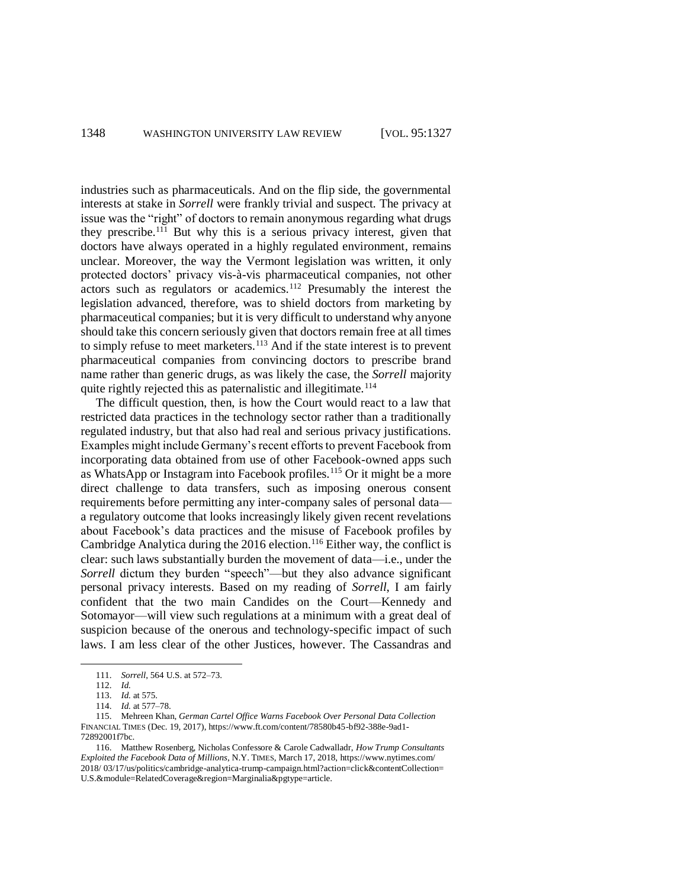industries such as pharmaceuticals. And on the flip side, the governmental interests at stake in *Sorrell* were frankly trivial and suspect. The privacy at issue was the "right" of doctors to remain anonymous regarding what drugs they prescribe.[111] But why this is a serious privacy interest, given that doctors have always operated in a highly regulated environment, remains unclear. Moreover, the way the Vermont legislation was written, it only protected doctors' privacy vis-à-vis pharmaceutical companies, not other actors such as regulators or academics.[112] Presumably the interest the legislation advanced, therefore, was to shield doctors from marketing by pharmaceutical companies; but it is very difficult to understand why anyone should take this concern seriously given that doctors remain free at all times to simply refuse to meet marketers.[113] And if the state interest is to prevent pharmaceutical companies from convincing doctors to prescribe brand name rather than generic drugs, as was likely the case, the *Sorrell* majority quite rightly rejected this as paternalistic and illegitimate.[114]

The difficult question, then, is how the Court would react to a law that restricted data practices in the technology sector rather than a traditionally regulated industry, but that also had real and serious privacy justifications. Examples might include Germany's recent efforts to prevent Facebook from incorporating data obtained from use of other Facebook-owned apps such as WhatsApp or Instagram into Facebook profiles.[115] Or it might be a more direct challenge to data transfers, such as imposing onerous consent requirements before permitting any inter-company sales of personal data—a regulatory outcome that looks increasingly likely given recent revelations about Facebook's data practices and the misuse of Facebook profiles by Cambridge Analytica during the 2016 election.[116] Either way, the conflict is clear: such laws substantially burden the movement of data—i.e., under the *Sorrell* dictum they burden "speech"—but they also advance significant personal privacy interests. Based on my reading of *Sorrell*, I am fairly confident that the two main Candides on the Court—Kennedy and Sotomayor—will view such regulations at a minimum with a great deal of suspicion because of the onerous and technology-specific impact of such laws. I am less clear of the other Justices, however. The Cassandras and

---

111. *Sorrell*, 564 U.S. at 572–73.

112. *Id.*

113. *Id.* at 575.

114. *Id.* at 577–78.

115. Mehreen Khan, *German Cartel Office Warns Facebook Over Personal Data Collection* FINANCIAL TIMES (Dec. 19, 2017), https://www.ft.com/content/78580b45-bf92-388e-9ad1-72892001f7bc.

116. Matthew Rosenberg, Nicholas Confessore & Carole Cadwalladr, *How Trump Consultants Exploited the Facebook Data of Millions*, N.Y. TIMES, March 17, 2018, https://www.nytimes.com/2018/03/17/us/politics/cambridge-analytica-trump-campaign.html?action=click&contentCollection=U.S.&module=RelatedCoverage&region=Marginalia&pgtype=article.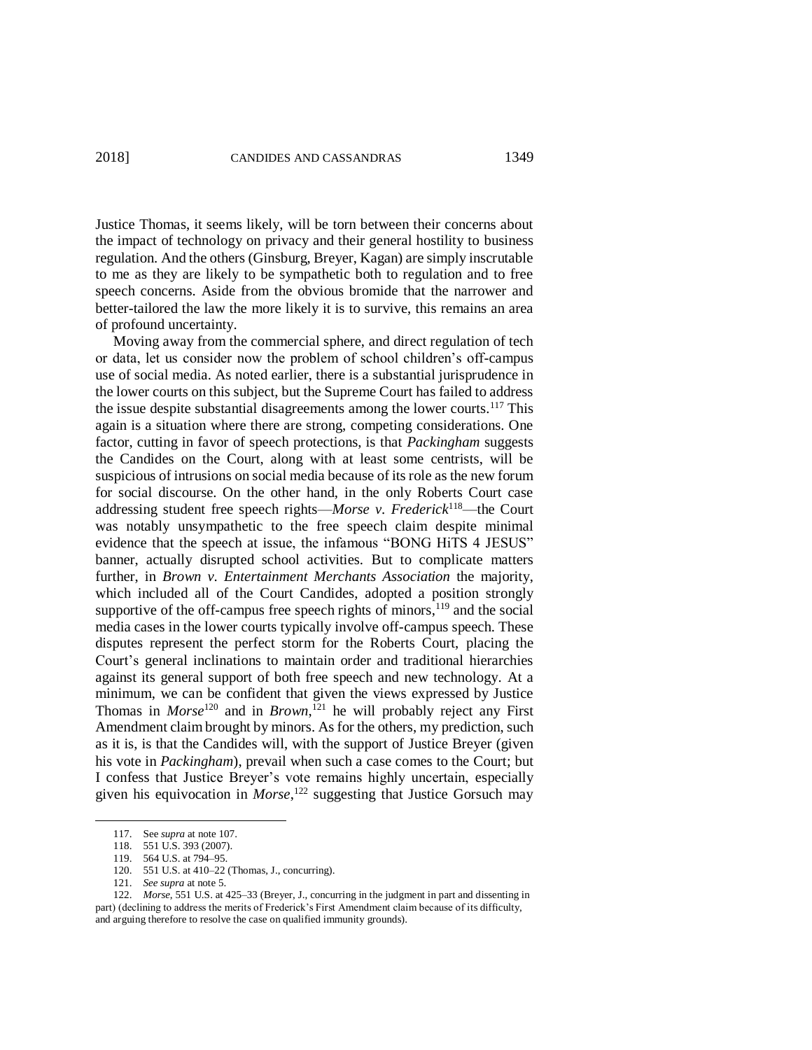Justice Thomas, it seems likely, will be torn between their concerns about the impact of technology on privacy and their general hostility to business regulation. And the others (Ginsburg, Breyer, Kagan) are simply inscrutable to me as they are likely to be sympathetic both to regulation and to free speech concerns. Aside from the obvious bromide that the narrower and better-tailored the law the more likely it is to survive, this remains an area of profound uncertainty.

Moving away from the commercial sphere, and direct regulation of tech or data, let us consider now the problem of school children's off-campus use of social media. As noted earlier, there is a substantial jurisprudence in the lower courts on this subject, but the Supreme Court has failed to address the issue despite substantial disagreements among the lower courts.[117] This again is a situation where there are strong, competing considerations. One factor, cutting in favor of speech protections, is that *Packingham* suggests the Candides on the Court, along with at least some centrists, will be suspicious of intrusions on social media because of its role as the new forum for social discourse. On the other hand, in the only Roberts Court case addressing student free speech rights—*Morse v. Frederick*[118]—the Court was notably unsympathetic to the free speech claim despite minimal evidence that the speech at issue, the infamous "BONG HiTS 4 JESUS" banner, actually disrupted school activities. But to complicate matters further, in *Brown v. Entertainment Merchants Association* the majority, which included all of the Court Candides, adopted a position strongly supportive of the off-campus free speech rights of minors,[119] and the social media cases in the lower courts typically involve off-campus speech. These disputes represent the perfect storm for the Roberts Court, placing the Court's general inclinations to maintain order and traditional hierarchies against its general support of both free speech and new technology. At a minimum, we can be confident that given the views expressed by Justice Thomas in *Morse*[120] and in *Brown*,[121] he will probably reject any First Amendment claim brought by minors. As for the others, my prediction, such as it is, is that the Candides will, with the support of Justice Breyer (given his vote in *Packingham*), prevail when such a case comes to the Court; but I confess that Justice Breyer's vote remains highly uncertain, especially given his equivocation in *Morse*,[122] suggesting that Justice Gorsuch may

---

117. See *supra* at note 107.

118. 551 U.S. 393 (2007).

119. 564 U.S. at 794–95.

120. 551 U.S. at 410–22 (Thomas, J., concurring).

121. *See supra* at note 5.

122. *Morse*, 551 U.S. at 425–33 (Breyer, J., concurring in the judgment in part and dissenting in part) (declining to address the merits of Frederick's First Amendment claim because of its difficulty, and arguing therefore to resolve the case on qualified immunity grounds).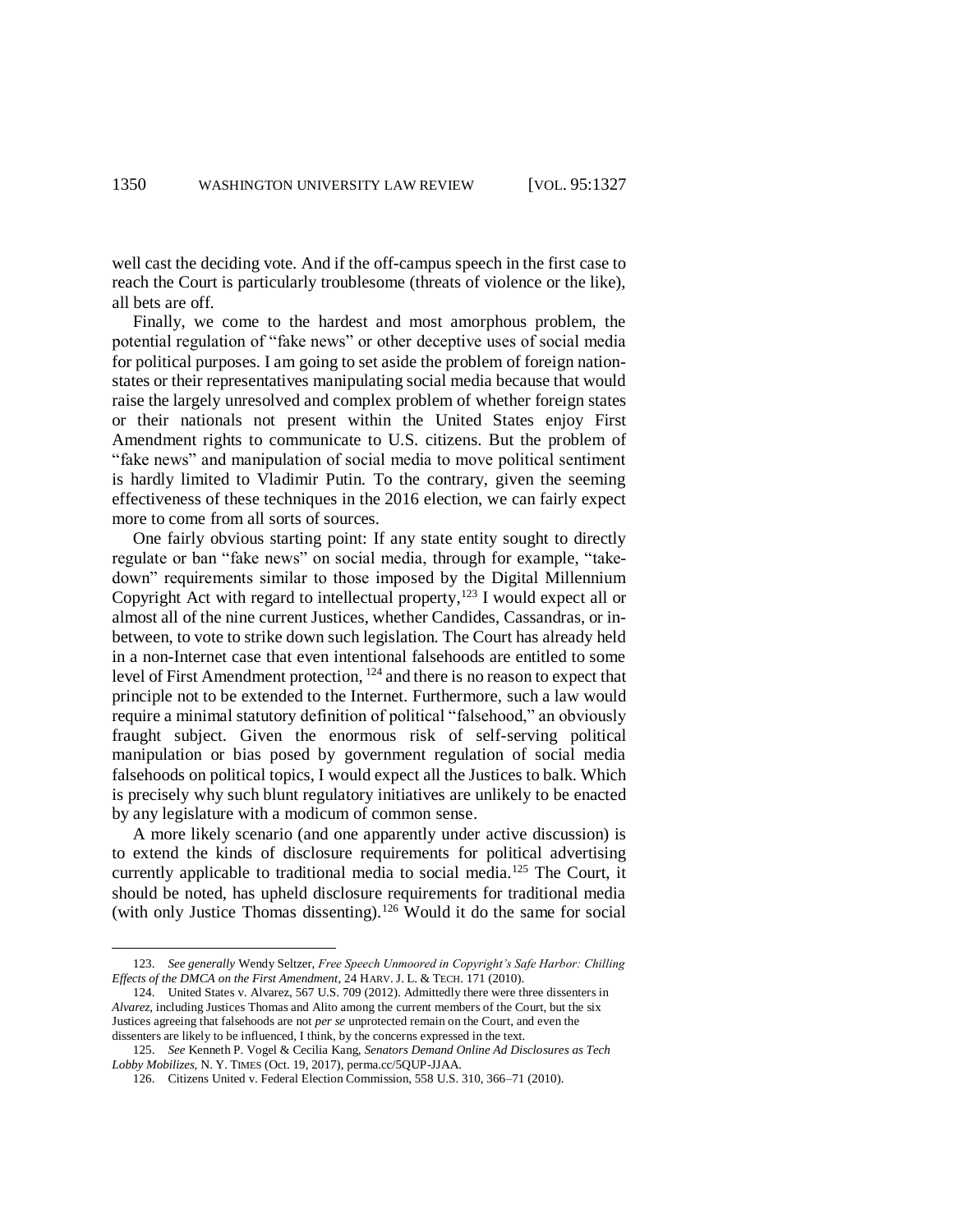well cast the deciding vote. And if the off-campus speech in the first case to reach the Court is particularly troublesome (threats of violence or the like), all bets are off.

Finally, we come to the hardest and most amorphous problem, the potential regulation of "fake news" or other deceptive uses of social media for political purposes. I am going to set aside the problem of foreign nation-states or their representatives manipulating social media because that would raise the largely unresolved and complex problem of whether foreign states or their nationals not present within the United States enjoy First Amendment rights to communicate to U.S. citizens. But the problem of "fake news" and manipulation of social media to move political sentiment is hardly limited to Vladimir Putin. To the contrary, given the seeming effectiveness of these techniques in the 2016 election, we can fairly expect more to come from all sorts of sources.

One fairly obvious starting point: If any state entity sought to directly regulate or ban "fake news" on social media, through for example, "take-down" requirements similar to those imposed by the Digital Millennium Copyright Act with regard to intellectual property,[123] I would expect all or almost all of the nine current Justices, whether Candides, Cassandras, or in-between, to vote to strike down such legislation. The Court has already held in a non-Internet case that even intentional falsehoods are entitled to some level of First Amendment protection, [124] and there is no reason to expect that principle not to be extended to the Internet. Furthermore, such a law would require a minimal statutory definition of political "falsehood," an obviously fraught subject. Given the enormous risk of self-serving political manipulation or bias posed by government regulation of social media falsehoods on political topics, I would expect all the Justices to balk. Which is precisely why such blunt regulatory initiatives are unlikely to be enacted by any legislature with a modicum of common sense.

A more likely scenario (and one apparently under active discussion) is to extend the kinds of disclosure requirements for political advertising currently applicable to traditional media to social media.[125] The Court, it should be noted, has upheld disclosure requirements for traditional media (with only Justice Thomas dissenting).[126] Would it do the same for social

---

123. *See generally* Wendy Seltzer, *Free Speech Unmoored in Copyright's Safe Harbor: Chilling Effects of the DMCA on the First Amendment*, 24 HARV. J. L. & TECH. 171 (2010).

124. United States v. Alvarez, 567 U.S. 709 (2012). Admittedly there were three dissenters in *Alvarez*, including Justices Thomas and Alito among the current members of the Court, but the six Justices agreeing that falsehoods are not *per se* unprotected remain on the Court, and even the dissenters are likely to be influenced, I think, by the concerns expressed in the text.

125. *See* Kenneth P. Vogel & Cecilia Kang, *Senators Demand Online Ad Disclosures as Tech Lobby Mobilizes*, N. Y. TIMES (Oct. 19, 2017), perma.cc/5QUP-JJAA.

126. Citizens United v. Federal Election Commission, 558 U.S. 310, 366–71 (2010).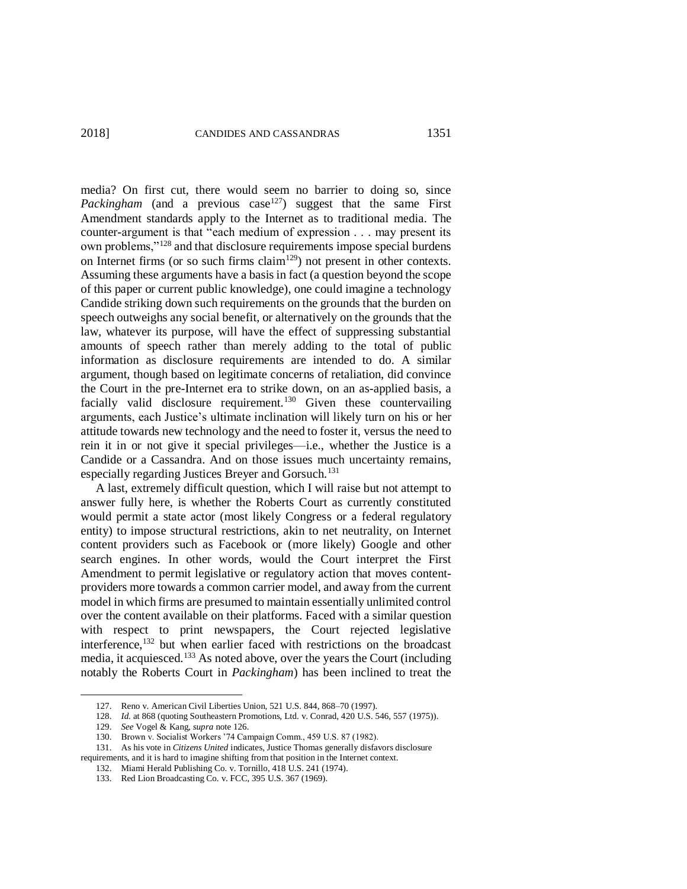media? On first cut, there would seem no barrier to doing so, since *Packingham* (and a previous case[127]) suggest that the same First Amendment standards apply to the Internet as to traditional media. The counter-argument is that "each medium of expression . . . may present its own problems,"[128] and that disclosure requirements impose special burdens on Internet firms (or so such firms claim[129]) not present in other contexts. Assuming these arguments have a basis in fact (a question beyond the scope of this paper or current public knowledge), one could imagine a technology Candide striking down such requirements on the grounds that the burden on speech outweighs any social benefit, or alternatively on the grounds that the law, whatever its purpose, will have the effect of suppressing substantial amounts of speech rather than merely adding to the total of public information as disclosure requirements are intended to do. A similar argument, though based on legitimate concerns of retaliation, did convince the Court in the pre-Internet era to strike down, on an as-applied basis, a facially valid disclosure requirement.[130] Given these countervailing arguments, each Justice's ultimate inclination will likely turn on his or her attitude towards new technology and the need to foster it, versus the need to rein it in or not give it special privileges—i.e., whether the Justice is a Candide or a Cassandra. And on those issues much uncertainty remains, especially regarding Justices Breyer and Gorsuch.[131]

A last, extremely difficult question, which I will raise but not attempt to answer fully here, is whether the Roberts Court as currently constituted would permit a state actor (most likely Congress or a federal regulatory entity) to impose structural restrictions, akin to net neutrality, on Internet content providers such as Facebook or (more likely) Google and other search engines. In other words, would the Court interpret the First Amendment to permit legislative or regulatory action that moves content-providers more towards a common carrier model, and away from the current model in which firms are presumed to maintain essentially unlimited control over the content available on their platforms. Faced with a similar question with respect to print newspapers, the Court rejected legislative interference,[132] but when earlier faced with restrictions on the broadcast media, it acquiesced.[133] As noted above, over the years the Court (including notably the Roberts Court in *Packingham*) has been inclined to treat the

---

127. Reno v. American Civil Liberties Union, 521 U.S. 844, 868–70 (1997).

128. *Id.* at 868 (quoting Southeastern Promotions, Ltd. v. Conrad, 420 U.S. 546, 557 (1975)).

129. *See* Vogel & Kang, *supra* note 126.

130. Brown v. Socialist Workers '74 Campaign Comm., 459 U.S. 87 (1982).

131. As his vote in *Citizens United* indicates, Justice Thomas generally disfavors disclosure requirements, and it is hard to imagine shifting from that position in the Internet context.

132. Miami Herald Publishing Co. v. Tornillo, 418 U.S. 241 (1974).

133. Red Lion Broadcasting Co. v. FCC, 395 U.S. 367 (1969).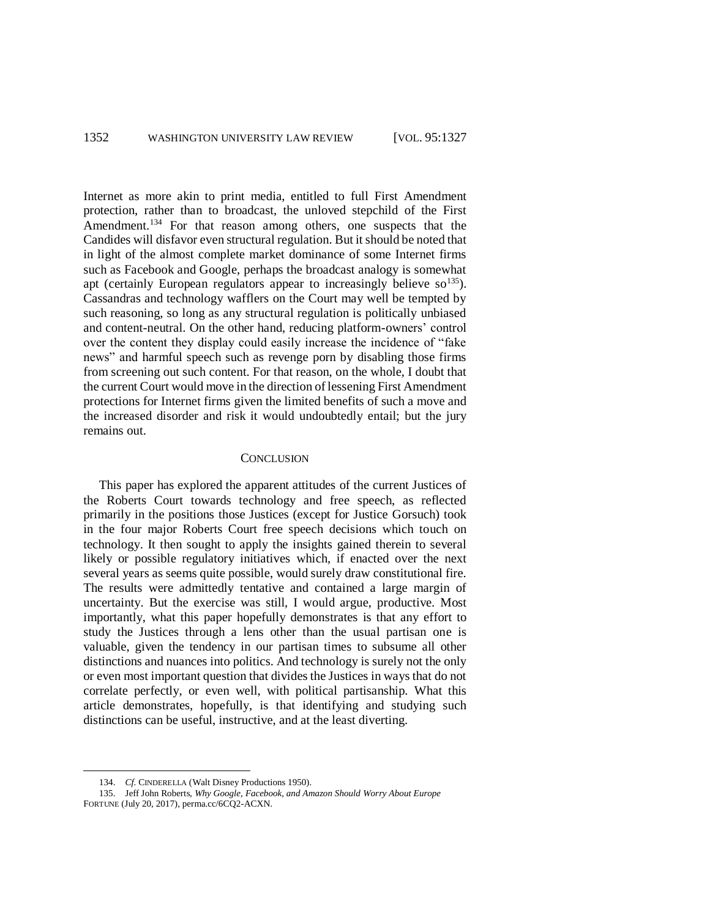Internet as more akin to print media, entitled to full First Amendment protection, rather than to broadcast, the unloved stepchild of the First Amendment.[134] For that reason among others, one suspects that the Candides will disfavor even structural regulation. But it should be noted that in light of the almost complete market dominance of some Internet firms such as Facebook and Google, perhaps the broadcast analogy is somewhat apt (certainly European regulators appear to increasingly believe so[135]). Cassandras and technology wafflers on the Court may well be tempted by such reasoning, so long as any structural regulation is politically unbiased and content-neutral. On the other hand, reducing platform-owners' control over the content they display could easily increase the incidence of "fake news" and harmful speech such as revenge porn by disabling those firms from screening out such content. For that reason, on the whole, I doubt that the current Court would move in the direction of lessening First Amendment protections for Internet firms given the limited benefits of such a move and the increased disorder and risk it would undoubtedly entail; but the jury remains out.

## CONCLUSION

This paper has explored the apparent attitudes of the current Justices of the Roberts Court towards technology and free speech, as reflected primarily in the positions those Justices (except for Justice Gorsuch) took in the four major Roberts Court free speech decisions which touch on technology. It then sought to apply the insights gained therein to several likely or possible regulatory initiatives which, if enacted over the next several years as seems quite possible, would surely draw constitutional fire. The results were admittedly tentative and contained a large margin of uncertainty. But the exercise was still, I would argue, productive. Most importantly, what this paper hopefully demonstrates is that any effort to study the Justices through a lens other than the usual partisan one is valuable, given the tendency in our partisan times to subsume all other distinctions and nuances into politics. And technology is surely not the only or even most important question that divides the Justices in ways that do not correlate perfectly, or even well, with political partisanship. What this article demonstrates, hopefully, is that identifying and studying such distinctions can be useful, instructive, and at the least diverting.

---

134. *Cf.* CINDERELLA (Walt Disney Productions 1950).

135. Jeff John Roberts, *Why Google, Facebook, and Amazon Should Worry About Europe* FORTUNE (July 20, 2017), perma.cc/6CQ2-ACXN.